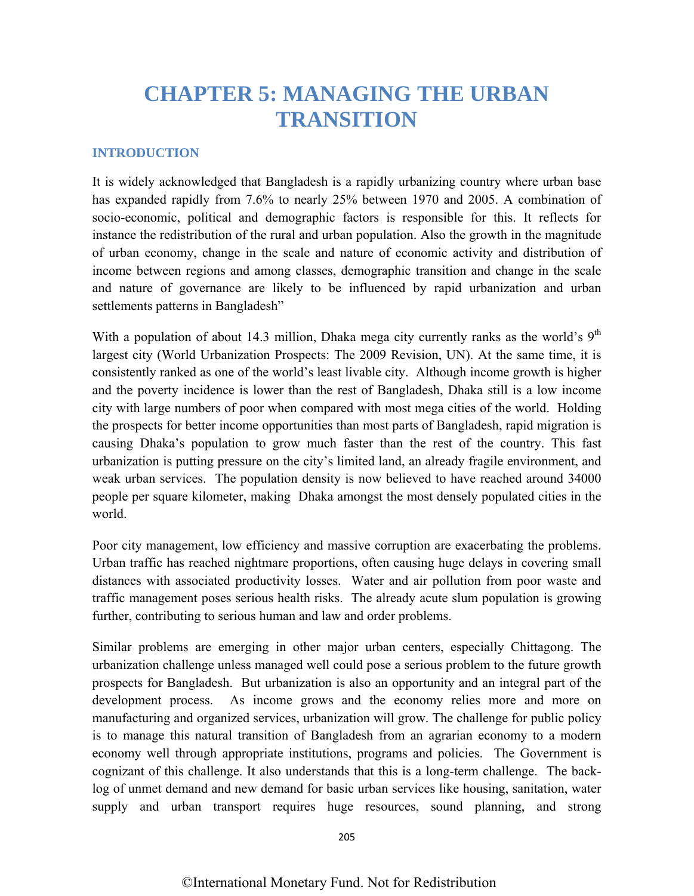# CHAPTER 5: MANAGING THE URBAN TRANSITION

## INTRODUCTION

It is widely acknowledged that Bangladesh is a rapidly urbanizing country where urban base has expanded rapidly from 7.6% to nearly 25% between 1970 and 2005. A combination of socio-economic, political and demographic factors is responsible for this. It reflects for instance the redistribution of the rural and urban population. Also the growth in the magnitude of urban economy, change in the scale and nature of economic activity and distribution of income between regions and among classes, demographic transition and change in the scale and nature of governance are likely to be influenced by rapid urbanization and urban settlements patterns in Bangladesh"

With a population of about 14.3 million, Dhaka mega city currently ranks as the world's 9th largest city (World Urbanization Prospects: The 2009 Revision, UN). At the same time, it is consistently ranked as one of the world's least livable city. Although income growth is higher and the poverty incidence is lower than the rest of Bangladesh, Dhaka still is a low income city with large numbers of poor when compared with most mega cities of the world. Holding the prospects for better income opportunities than most parts of Bangladesh, rapid migration is causing Dhaka's population to grow much faster than the rest of the country. This fast urbanization is putting pressure on the city's limited land, an already fragile environment, and weak urban services. The population density is now believed to have reached around 34000 people per square kilometer, making Dhaka amongst the most densely populated cities in the world.

Poor city management, low efficiency and massive corruption are exacerbating the problems. Urban traffic has reached nightmare proportions, often causing huge delays in covering small distances with associated productivity losses. Water and air pollution from poor waste and traffic management poses serious health risks. The already acute slum population is growing further, contributing to serious human and law and order problems.

Similar problems are emerging in other major urban centers, especially Chittagong. The urbanization challenge unless managed well could pose a serious problem to the future growth prospects for Bangladesh. But urbanization is also an opportunity and an integral part of the development process. As income grows and the economy relies more and more on manufacturing and organized services, urbanization will grow. The challenge for public policy is to manage this natural transition of Bangladesh from an agrarian economy to a modern economy well through appropriate institutions, programs and policies. The Government is cognizant of this challenge. It also understands that this is a long-term challenge. The back-log of unmet demand and new demand for basic urban services like housing, sanitation, water supply and urban transport requires huge resources, sound planning, and strong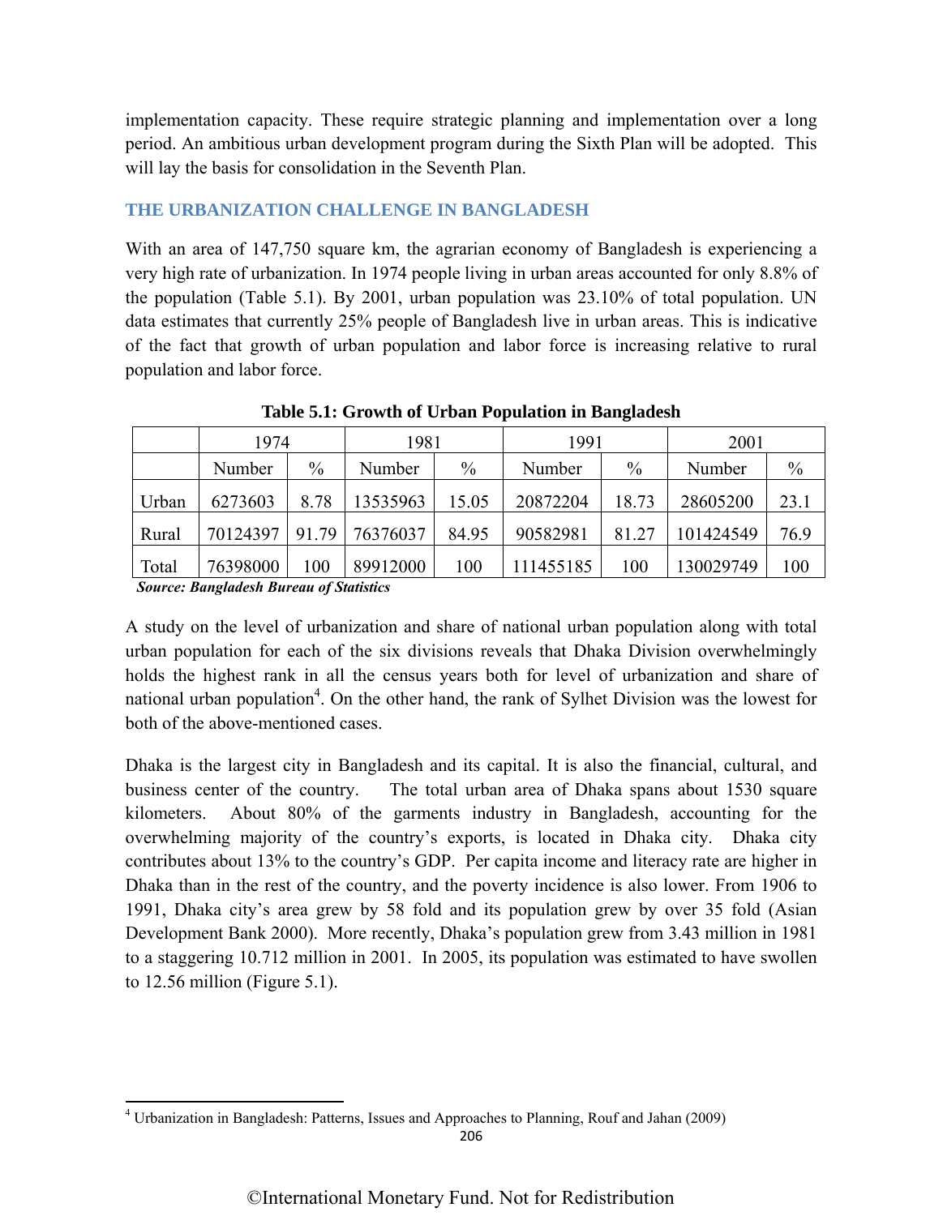implementation capacity. These require strategic planning and implementation over a long period. An ambitious urban development program during the Sixth Plan will be adopted. This will lay the basis for consolidation in the Seventh Plan.

## THE URBANIZATION CHALLENGE IN BANGLADESH

With an area of 147,750 square km, the agrarian economy of Bangladesh is experiencing a very high rate of urbanization. In 1974 people living in urban areas accounted for only 8.8% of the population (Table 5.1). By 2001, urban population was 23.10% of total population. UN data estimates that currently 25% people of Bangladesh live in urban areas. This is indicative of the fact that growth of urban population and labor force is increasing relative to rural population and labor force.

**Table 5.1: Growth of Urban Population in Bangladesh**

| | 1974 | | 1981 | | 1991 | | 2001 | |
|---|---|---|---|---|---|---|---|---|
| | Number | % | Number | % | Number | % | Number | % |
| Urban | 6273603 | 8.78 | 13535963 | 15.05 | 20872204 | 18.73 | 28605200 | 23.1 |
| Rural | 70124397 | 91.79 | 76376037 | 84.95 | 90582981 | 81.27 | 101424549 | 76.9 |
| Total | 76398000 | 100 | 89912000 | 100 | 111455185 | 100 | 130029749 | 100 |

***Source: Bangladesh Bureau of Statistics***

A study on the level of urbanization and share of national urban population along with total urban population for each of the six divisions reveals that Dhaka Division overwhelmingly holds the highest rank in all the census years both for level of urbanization and share of national urban population[4]. On the other hand, the rank of Sylhet Division was the lowest for both of the above-mentioned cases.

Dhaka is the largest city in Bangladesh and its capital. It is also the financial, cultural, and business center of the country. The total urban area of Dhaka spans about 1530 square kilometers. About 80% of the garments industry in Bangladesh, accounting for the overwhelming majority of the country's exports, is located in Dhaka city. Dhaka city contributes about 13% to the country's GDP. Per capita income and literacy rate are higher in Dhaka than in the rest of the country, and the poverty incidence is also lower. From 1906 to 1991, Dhaka city's area grew by 58 fold and its population grew by over 35 fold (Asian Development Bank 2000). More recently, Dhaka's population grew from 3.43 million in 1981 to a staggering 10.712 million in 2001. In 2005, its population was estimated to have swollen to 12.56 million (Figure 5.1).

[4] Urbanization in Bangladesh: Patterns, Issues and Approaches to Planning, Rouf and Jahan (2009)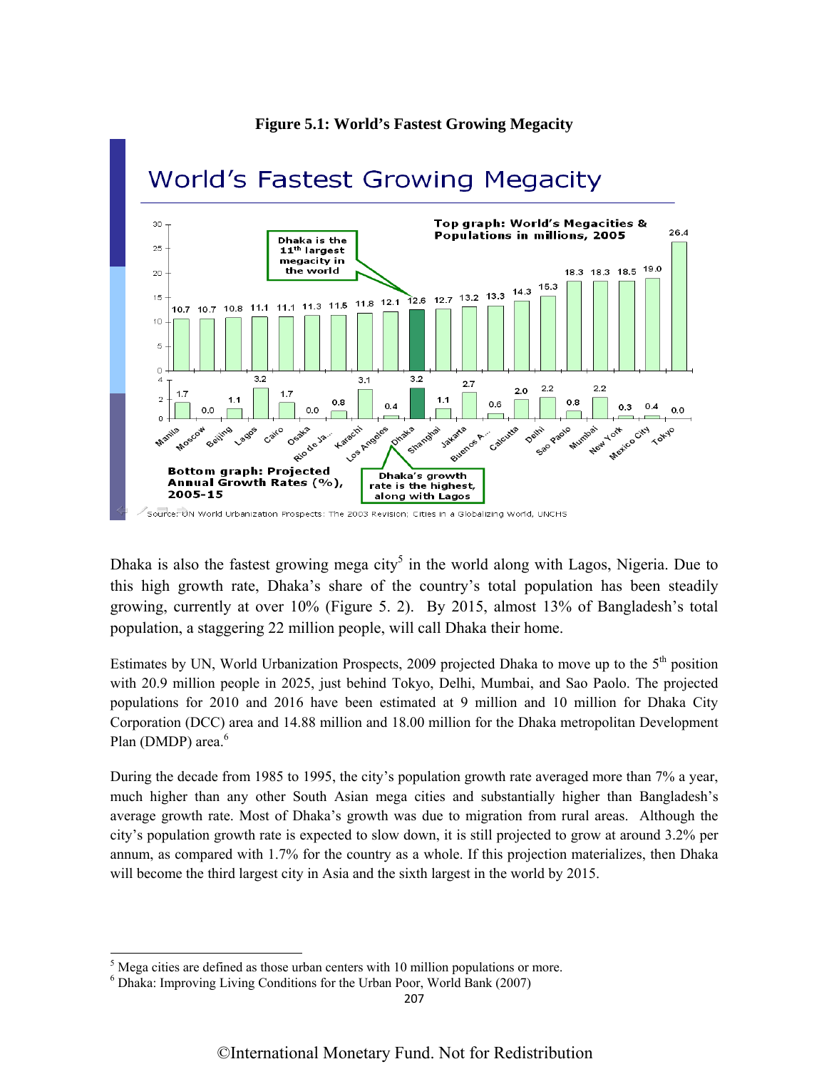**Figure 5.1: World's Fastest Growing Megacity**

World's Fastest Growing Megacity

Top graph: World's Megacities & Populations in millions, 2005

Dhaka is the 11th largest megacity in the world

10.7 10.7 10.8 11.1 11.1 11.3 11.5 11.8 12.1 12.6 12.7 13.2 13.3 14.3 15.3 18.3 18.3 18.5 19.0 26.4

1.7 0.0 1.1 3.2 1.7 0.0 0.8 3.1 0.4 3.2 1.1 2.7 0.6 2.0 2.2 0.8 2.2 0.3 0.4 0.0

Manila, Moscow, Beijing, Lagos, Cairo, Osaka, Rio de Ja..., Karachi, Los Angeles, Dhaka, Shanghai, Jakarta, Buenos A..., Calcutta, Delhi, Sao Paolo, Mumbai, New York, Mexico City, Tokyo

Bottom graph: Projected Annual Growth Rates (%), 2005-15

Dhaka's growth rate is the highest, along with Lagos

Source: UN World Urbanization Prospects: The 2003 Revision; Cities in a Globalizing World, UNCHS

Dhaka is also the fastest growing mega city[5] in the world along with Lagos, Nigeria. Due to this high growth rate, Dhaka's share of the country's total population has been steadily growing, currently at over 10% (Figure 5. 2). By 2015, almost 13% of Bangladesh's total population, a staggering 22 million people, will call Dhaka their home.

Estimates by UN, World Urbanization Prospects, 2009 projected Dhaka to move up to the 5th position with 20.9 million people in 2025, just behind Tokyo, Delhi, Mumbai, and Sao Paolo. The projected populations for 2010 and 2016 have been estimated at 9 million and 10 million for Dhaka City Corporation (DCC) area and 14.88 million and 18.00 million for the Dhaka metropolitan Development Plan (DMDP) area.[6]

During the decade from 1985 to 1995, the city's population growth rate averaged more than 7% a year, much higher than any other South Asian mega cities and substantially higher than Bangladesh's average growth rate. Most of Dhaka's growth was due to migration from rural areas. Although the city's population growth rate is expected to slow down, it is still projected to grow at around 3.2% per annum, as compared with 1.7% for the country as a whole. If this projection materializes, then Dhaka will become the third largest city in Asia and the sixth largest in the world by 2015.

[5] Mega cities are defined as those urban centers with 10 million populations or more.

[6] Dhaka: Improving Living Conditions for the Urban Poor, World Bank (2007)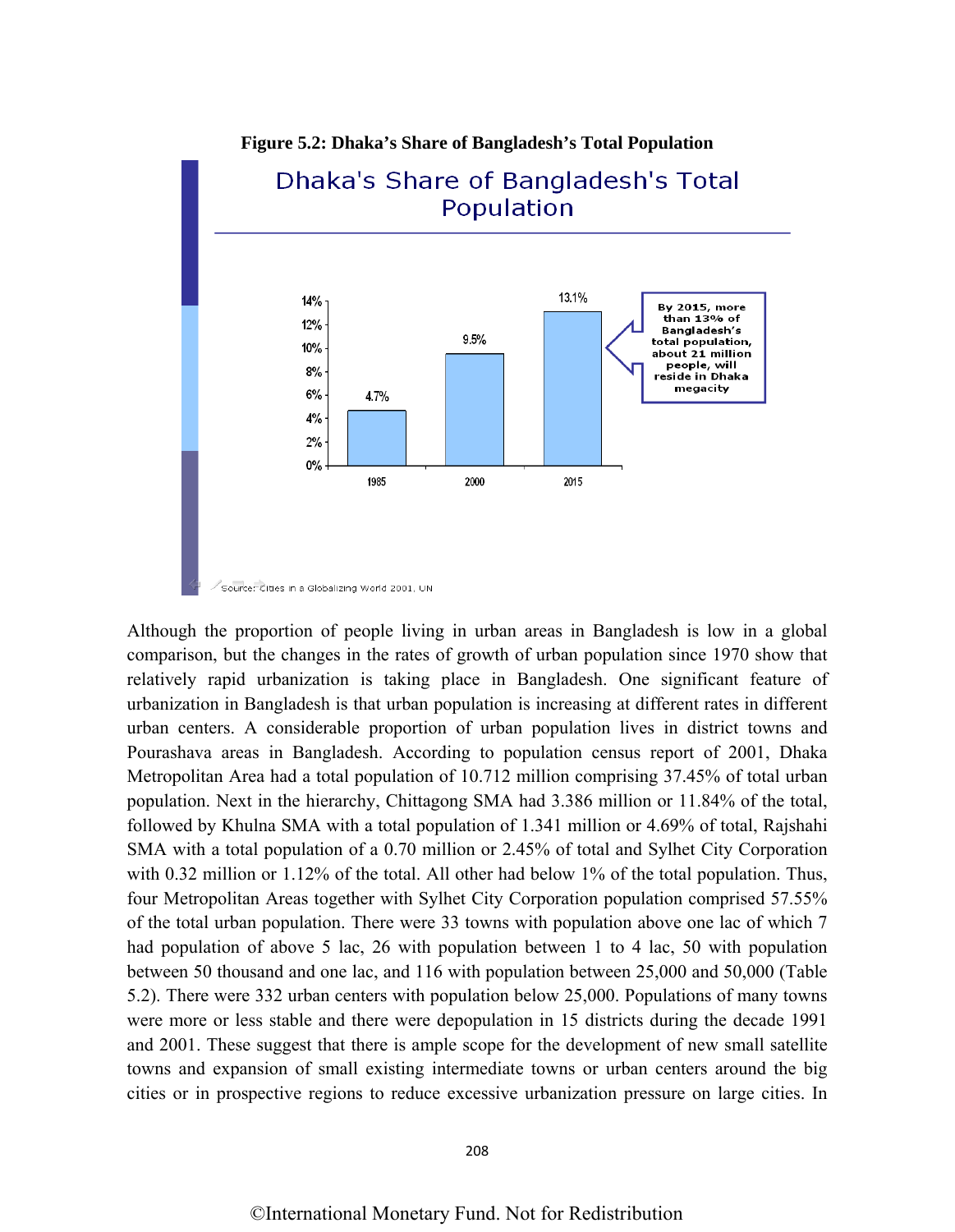**Figure 5.2: Dhaka's Share of Bangladesh's Total Population**

Dhaka's Share of Bangladesh's Total Population

14%
12%
10%
8%
6%
4%
2%
0%

4.7%
9.5%
13.1%

1985
2000
2015

By 2015, more than 13% of Bangladesh's total population, about 21 million people, will reside in Dhaka megacity

Source: Cities in a Globalizing World 2001, UN

Although the proportion of people living in urban areas in Bangladesh is low in a global comparison, but the changes in the rates of growth of urban population since 1970 show that relatively rapid urbanization is taking place in Bangladesh. One significant feature of urbanization in Bangladesh is that urban population is increasing at different rates in different urban centers. A considerable proportion of urban population lives in district towns and Pourashava areas in Bangladesh. According to population census report of 2001, Dhaka Metropolitan Area had a total population of 10.712 million comprising 37.45% of total urban population. Next in the hierarchy, Chittagong SMA had 3.386 million or 11.84% of the total, followed by Khulna SMA with a total population of 1.341 million or 4.69% of total, Rajshahi SMA with a total population of a 0.70 million or 2.45% of total and Sylhet City Corporation with 0.32 million or 1.12% of the total. All other had below 1% of the total population. Thus, four Metropolitan Areas together with Sylhet City Corporation population comprised 57.55% of the total urban population. There were 33 towns with population above one lac of which 7 had population of above 5 lac, 26 with population between 1 to 4 lac, 50 with population between 50 thousand and one lac, and 116 with population between 25,000 and 50,000 (Table 5.2). There were 332 urban centers with population below 25,000. Populations of many towns were more or less stable and there were depopulation in 15 districts during the decade 1991 and 2001. These suggest that there is ample scope for the development of new small satellite towns and expansion of small existing intermediate towns or urban centers around the big cities or in prospective regions to reduce excessive urbanization pressure on large cities. In

©International Monetary Fund. Not for Redistribution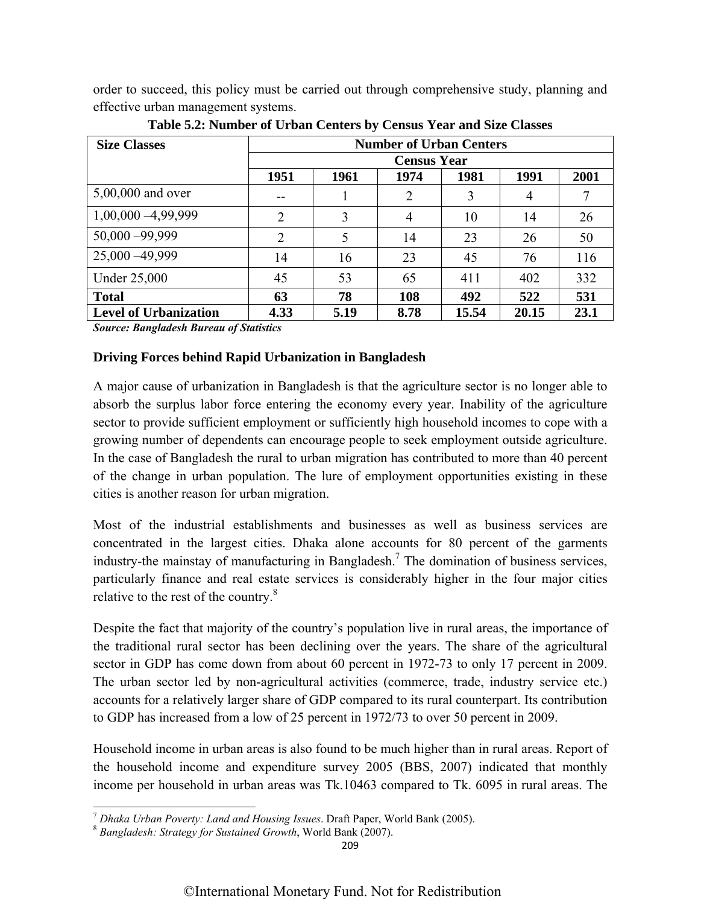order to succeed, this policy must be carried out through comprehensive study, planning and effective urban management systems.

**Table 5.2: Number of Urban Centers by Census Year and Size Classes**

| Size Classes | Number of Urban Centers | | | | | |
|---|---|---|---|---|---|---|
| | Census Year | | | | | |
| | 1951 | 1961 | 1974 | 1981 | 1991 | 2001 |
| 5,00,000 and over | -- | 1 | 2 | 3 | 4 | 7 |
| 1,00,000 –4,99,999 | 2 | 3 | 4 | 10 | 14 | 26 |
| 50,000 –99,999 | 2 | 5 | 14 | 23 | 26 | 50 |
| 25,000 –49,999 | 14 | 16 | 23 | 45 | 76 | 116 |
| Under 25,000 | 45 | 53 | 65 | 411 | 402 | 332 |
| **Total** | **63** | **78** | **108** | **492** | **522** | **531** |
| **Level of Urbanization** | **4.33** | **5.19** | **8.78** | **15.54** | **20.15** | **23.1** |

***Source: Bangladesh Bureau of Statistics***

### Driving Forces behind Rapid Urbanization in Bangladesh

A major cause of urbanization in Bangladesh is that the agriculture sector is no longer able to absorb the surplus labor force entering the economy every year. Inability of the agriculture sector to provide sufficient employment or sufficiently high household incomes to cope with a growing number of dependents can encourage people to seek employment outside agriculture. In the case of Bangladesh the rural to urban migration has contributed to more than 40 percent of the change in urban population. The lure of employment opportunities existing in these cities is another reason for urban migration.

Most of the industrial establishments and businesses as well as business services are concentrated in the largest cities. Dhaka alone accounts for 80 percent of the garments industry-the mainstay of manufacturing in Bangladesh.[7] The domination of business services, particularly finance and real estate services is considerably higher in the four major cities relative to the rest of the country.[8]

Despite the fact that majority of the country's population live in rural areas, the importance of the traditional rural sector has been declining over the years. The share of the agricultural sector in GDP has come down from about 60 percent in 1972-73 to only 17 percent in 2009. The urban sector led by non-agricultural activities (commerce, trade, industry service etc.) accounts for a relatively larger share of GDP compared to its rural counterpart. Its contribution to GDP has increased from a low of 25 percent in 1972/73 to over 50 percent in 2009.

Household income in urban areas is also found to be much higher than in rural areas. Report of the household income and expenditure survey 2005 (BBS, 2007) indicated that monthly income per household in urban areas was Tk.10463 compared to Tk. 6095 in rural areas. The

[7] *Dhaka Urban Poverty: Land and Housing Issues*. Draft Paper, World Bank (2005).

[8] *Bangladesh: Strategy for Sustained Growth*, World Bank (2007).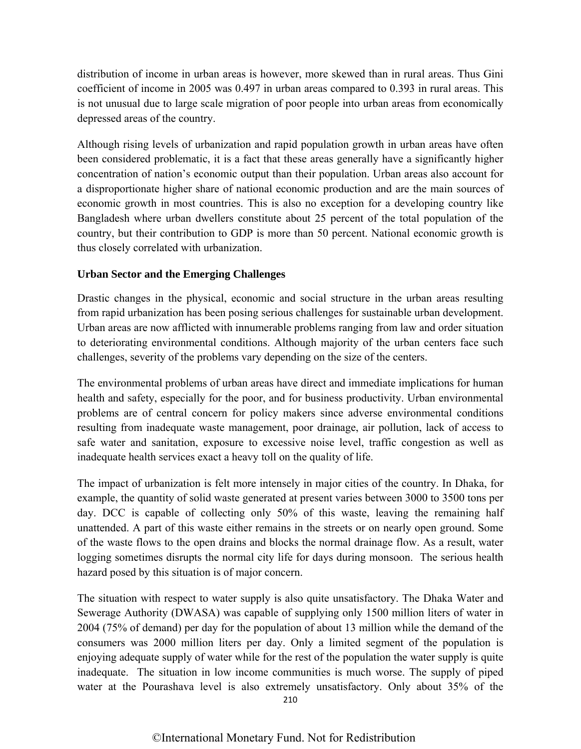distribution of income in urban areas is however, more skewed than in rural areas. Thus Gini coefficient of income in 2005 was 0.497 in urban areas compared to 0.393 in rural areas. This is not unusual due to large scale migration of poor people into urban areas from economically depressed areas of the country.

Although rising levels of urbanization and rapid population growth in urban areas have often been considered problematic, it is a fact that these areas generally have a significantly higher concentration of nation's economic output than their population. Urban areas also account for a disproportionate higher share of national economic production and are the main sources of economic growth in most countries. This is also no exception for a developing country like Bangladesh where urban dwellers constitute about 25 percent of the total population of the country, but their contribution to GDP is more than 50 percent. National economic growth is thus closely correlated with urbanization.

**Urban Sector and the Emerging Challenges**

Drastic changes in the physical, economic and social structure in the urban areas resulting from rapid urbanization has been posing serious challenges for sustainable urban development. Urban areas are now afflicted with innumerable problems ranging from law and order situation to deteriorating environmental conditions. Although majority of the urban centers face such challenges, severity of the problems vary depending on the size of the centers.

The environmental problems of urban areas have direct and immediate implications for human health and safety, especially for the poor, and for business productivity. Urban environmental problems are of central concern for policy makers since adverse environmental conditions resulting from inadequate waste management, poor drainage, air pollution, lack of access to safe water and sanitation, exposure to excessive noise level, traffic congestion as well as inadequate health services exact a heavy toll on the quality of life.

The impact of urbanization is felt more intensely in major cities of the country. In Dhaka, for example, the quantity of solid waste generated at present varies between 3000 to 3500 tons per day. DCC is capable of collecting only 50% of this waste, leaving the remaining half unattended. A part of this waste either remains in the streets or on nearly open ground. Some of the waste flows to the open drains and blocks the normal drainage flow. As a result, water logging sometimes disrupts the normal city life for days during monsoon. The serious health hazard posed by this situation is of major concern.

The situation with respect to water supply is also quite unsatisfactory. The Dhaka Water and Sewerage Authority (DWASA) was capable of supplying only 1500 million liters of water in 2004 (75% of demand) per day for the population of about 13 million while the demand of the consumers was 2000 million liters per day. Only a limited segment of the population is enjoying adequate supply of water while for the rest of the population the water supply is quite inadequate. The situation in low income communities is much worse. The supply of piped water at the Pourashava level is also extremely unsatisfactory. Only about 35% of the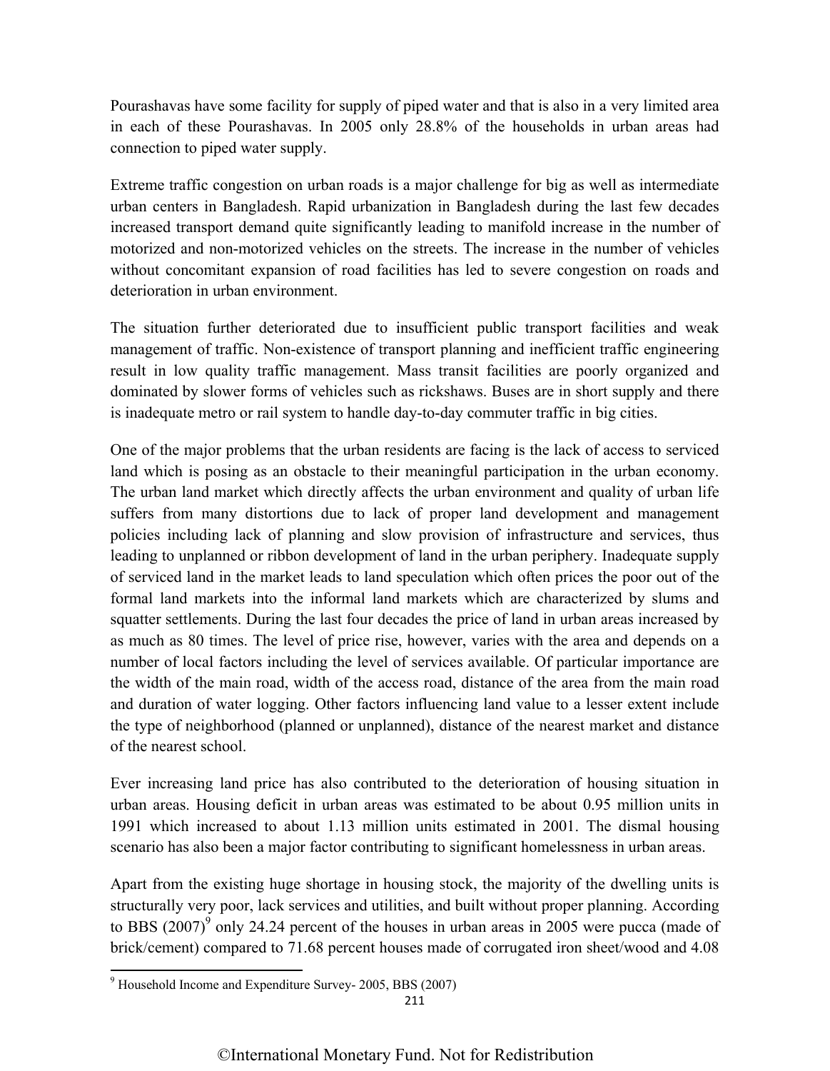Pourashavas have some facility for supply of piped water and that is also in a very limited area in each of these Pourashavas. In 2005 only 28.8% of the households in urban areas had connection to piped water supply.

Extreme traffic congestion on urban roads is a major challenge for big as well as intermediate urban centers in Bangladesh. Rapid urbanization in Bangladesh during the last few decades increased transport demand quite significantly leading to manifold increase in the number of motorized and non-motorized vehicles on the streets. The increase in the number of vehicles without concomitant expansion of road facilities has led to severe congestion on roads and deterioration in urban environment.

The situation further deteriorated due to insufficient public transport facilities and weak management of traffic. Non-existence of transport planning and inefficient traffic engineering result in low quality traffic management. Mass transit facilities are poorly organized and dominated by slower forms of vehicles such as rickshaws. Buses are in short supply and there is inadequate metro or rail system to handle day-to-day commuter traffic in big cities.

One of the major problems that the urban residents are facing is the lack of access to serviced land which is posing as an obstacle to their meaningful participation in the urban economy. The urban land market which directly affects the urban environment and quality of urban life suffers from many distortions due to lack of proper land development and management policies including lack of planning and slow provision of infrastructure and services, thus leading to unplanned or ribbon development of land in the urban periphery. Inadequate supply of serviced land in the market leads to land speculation which often prices the poor out of the formal land markets into the informal land markets which are characterized by slums and squatter settlements. During the last four decades the price of land in urban areas increased by as much as 80 times. The level of price rise, however, varies with the area and depends on a number of local factors including the level of services available. Of particular importance are the width of the main road, width of the access road, distance of the area from the main road and duration of water logging. Other factors influencing land value to a lesser extent include the type of neighborhood (planned or unplanned), distance of the nearest market and distance of the nearest school.

Ever increasing land price has also contributed to the deterioration of housing situation in urban areas. Housing deficit in urban areas was estimated to be about 0.95 million units in 1991 which increased to about 1.13 million units estimated in 2001. The dismal housing scenario has also been a major factor contributing to significant homelessness in urban areas.

Apart from the existing huge shortage in housing stock, the majority of the dwelling units is structurally very poor, lack services and utilities, and built without proper planning. According to BBS (2007)[9] only 24.24 percent of the houses in urban areas in 2005 were pucca (made of brick/cement) compared to 71.68 percent houses made of corrugated iron sheet/wood and 4.08

[9] Household Income and Expenditure Survey- 2005, BBS (2007)

©International Monetary Fund. Not for Redistribution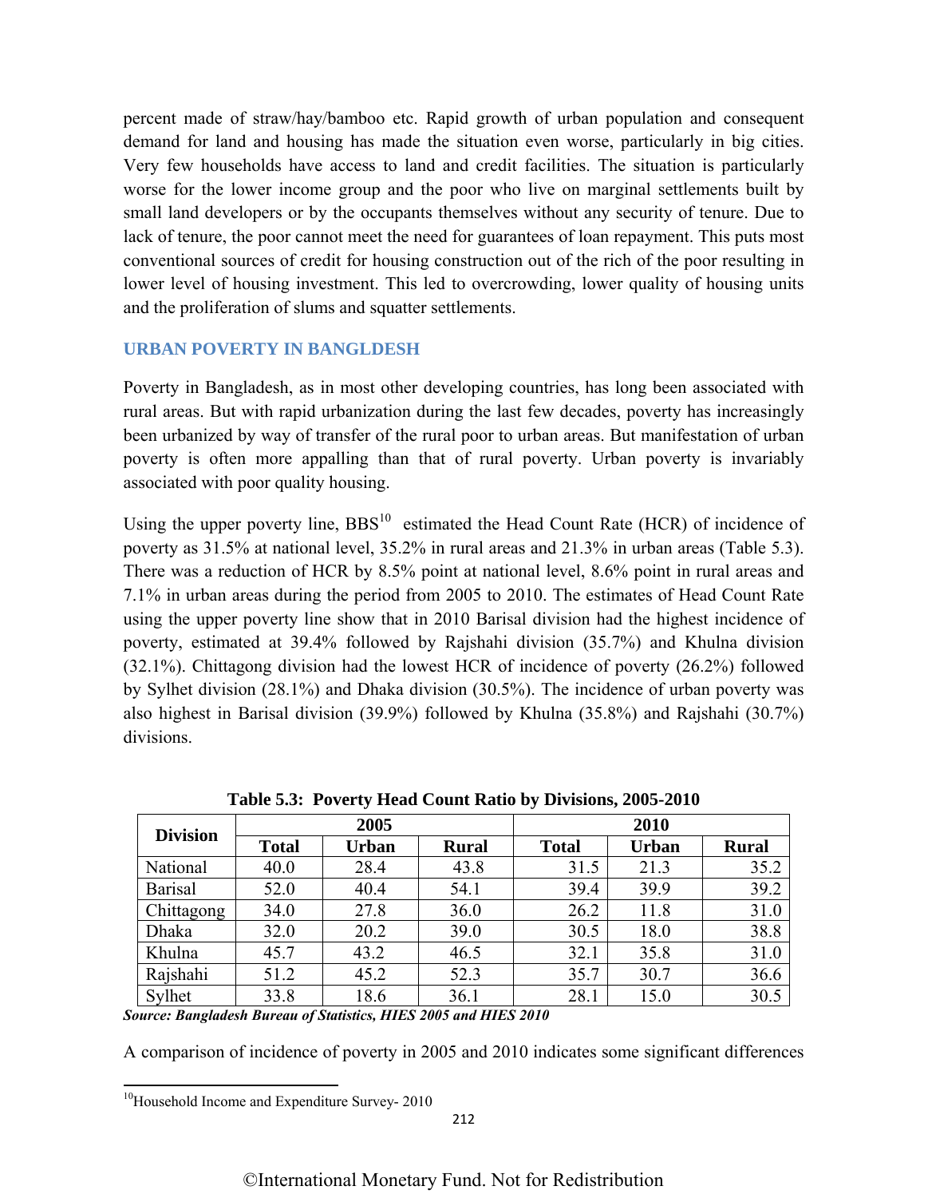percent made of straw/hay/bamboo etc. Rapid growth of urban population and consequent demand for land and housing has made the situation even worse, particularly in big cities. Very few households have access to land and credit facilities. The situation is particularly worse for the lower income group and the poor who live on marginal settlements built by small land developers or by the occupants themselves without any security of tenure. Due to lack of tenure, the poor cannot meet the need for guarantees of loan repayment. This puts most conventional sources of credit for housing construction out of the rich of the poor resulting in lower level of housing investment. This led to overcrowding, lower quality of housing units and the proliferation of slums and squatter settlements.

## URBAN POVERTY IN BANGLDESH

Poverty in Bangladesh, as in most other developing countries, has long been associated with rural areas. But with rapid urbanization during the last few decades, poverty has increasingly been urbanized by way of transfer of the rural poor to urban areas. But manifestation of urban poverty is often more appalling than that of rural poverty. Urban poverty is invariably associated with poor quality housing.

Using the upper poverty line, BBS[10] estimated the Head Count Rate (HCR) of incidence of poverty as 31.5% at national level, 35.2% in rural areas and 21.3% in urban areas (Table 5.3). There was a reduction of HCR by 8.5% point at national level, 8.6% point in rural areas and 7.1% in urban areas during the period from 2005 to 2010. The estimates of Head Count Rate using the upper poverty line show that in 2010 Barisal division had the highest incidence of poverty, estimated at 39.4% followed by Rajshahi division (35.7%) and Khulna division (32.1%). Chittagong division had the lowest HCR of incidence of poverty (26.2%) followed by Sylhet division (28.1%) and Dhaka division (30.5%). The incidence of urban poverty was also highest in Barisal division (39.9%) followed by Khulna (35.8%) and Rajshahi (30.7%) divisions.

**Table 5.3: Poverty Head Count Ratio by Divisions, 2005-2010**

| Division | 2005 | | | 2010 | | |
|---|---|---|---|---|---|---|
| | Total | Urban | Rural | Total | Urban | Rural |
| National | 40.0 | 28.4 | 43.8 | 31.5 | 21.3 | 35.2 |
| Barisal | 52.0 | 40.4 | 54.1 | 39.4 | 39.9 | 39.2 |
| Chittagong | 34.0 | 27.8 | 36.0 | 26.2 | 11.8 | 31.0 |
| Dhaka | 32.0 | 20.2 | 39.0 | 30.5 | 18.0 | 38.8 |
| Khulna | 45.7 | 43.2 | 46.5 | 32.1 | 35.8 | 31.0 |
| Rajshahi | 51.2 | 45.2 | 52.3 | 35.7 | 30.7 | 36.6 |
| Sylhet | 33.8 | 18.6 | 36.1 | 28.1 | 15.0 | 30.5 |

***Source: Bangladesh Bureau of Statistics, HIES 2005 and HIES 2010***

A comparison of incidence of poverty in 2005 and 2010 indicates some significant differences

[10] Household Income and Expenditure Survey- 2010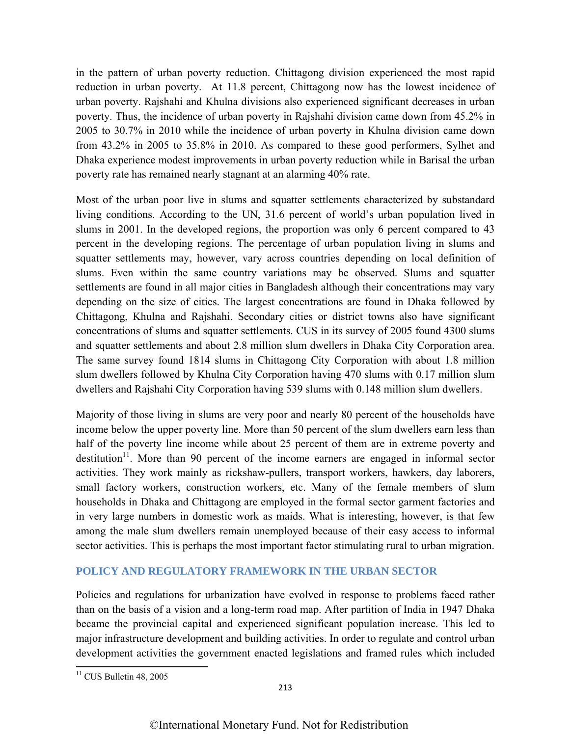in the pattern of urban poverty reduction. Chittagong division experienced the most rapid reduction in urban poverty. At 11.8 percent, Chittagong now has the lowest incidence of urban poverty. Rajshahi and Khulna divisions also experienced significant decreases in urban poverty. Thus, the incidence of urban poverty in Rajshahi division came down from 45.2% in 2005 to 30.7% in 2010 while the incidence of urban poverty in Khulna division came down from 43.2% in 2005 to 35.8% in 2010. As compared to these good performers, Sylhet and Dhaka experience modest improvements in urban poverty reduction while in Barisal the urban poverty rate has remained nearly stagnant at an alarming 40% rate.

Most of the urban poor live in slums and squatter settlements characterized by substandard living conditions. According to the UN, 31.6 percent of world's urban population lived in slums in 2001. In the developed regions, the proportion was only 6 percent compared to 43 percent in the developing regions. The percentage of urban population living in slums and squatter settlements may, however, vary across countries depending on local definition of slums. Even within the same country variations may be observed. Slums and squatter settlements are found in all major cities in Bangladesh although their concentrations may vary depending on the size of cities. The largest concentrations are found in Dhaka followed by Chittagong, Khulna and Rajshahi. Secondary cities or district towns also have significant concentrations of slums and squatter settlements. CUS in its survey of 2005 found 4300 slums and squatter settlements and about 2.8 million slum dwellers in Dhaka City Corporation area. The same survey found 1814 slums in Chittagong City Corporation with about 1.8 million slum dwellers followed by Khulna City Corporation having 470 slums with 0.17 million slum dwellers and Rajshahi City Corporation having 539 slums with 0.148 million slum dwellers.

Majority of those living in slums are very poor and nearly 80 percent of the households have income below the upper poverty line. More than 50 percent of the slum dwellers earn less than half of the poverty line income while about 25 percent of them are in extreme poverty and destitution[11]. More than 90 percent of the income earners are engaged in informal sector activities. They work mainly as rickshaw-pullers, transport workers, hawkers, day laborers, small factory workers, construction workers, etc. Many of the female members of slum households in Dhaka and Chittagong are employed in the formal sector garment factories and in very large numbers in domestic work as maids. What is interesting, however, is that few among the male slum dwellers remain unemployed because of their easy access to informal sector activities. This is perhaps the most important factor stimulating rural to urban migration.

## POLICY AND REGULATORY FRAMEWORK IN THE URBAN SECTOR

Policies and regulations for urbanization have evolved in response to problems faced rather than on the basis of a vision and a long-term road map. After partition of India in 1947 Dhaka became the provincial capital and experienced significant population increase. This led to major infrastructure development and building activities. In order to regulate and control urban development activities the government enacted legislations and framed rules which included

[11] CUS Bulletin 48, 2005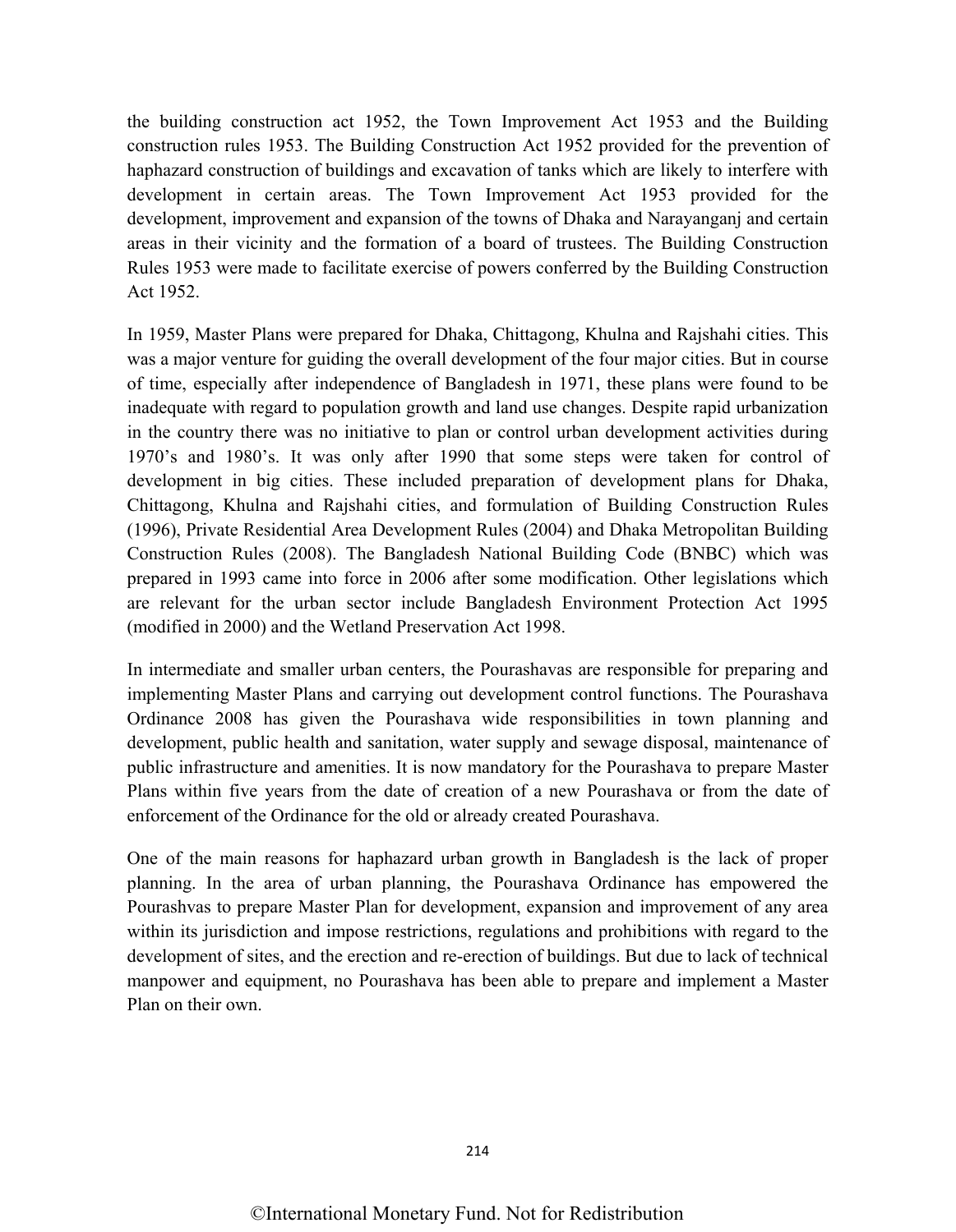the building construction act 1952, the Town Improvement Act 1953 and the Building construction rules 1953. The Building Construction Act 1952 provided for the prevention of haphazard construction of buildings and excavation of tanks which are likely to interfere with development in certain areas. The Town Improvement Act 1953 provided for the development, improvement and expansion of the towns of Dhaka and Narayanganj and certain areas in their vicinity and the formation of a board of trustees. The Building Construction Rules 1953 were made to facilitate exercise of powers conferred by the Building Construction Act 1952.

In 1959, Master Plans were prepared for Dhaka, Chittagong, Khulna and Rajshahi cities. This was a major venture for guiding the overall development of the four major cities. But in course of time, especially after independence of Bangladesh in 1971, these plans were found to be inadequate with regard to population growth and land use changes. Despite rapid urbanization in the country there was no initiative to plan or control urban development activities during 1970's and 1980's. It was only after 1990 that some steps were taken for control of development in big cities. These included preparation of development plans for Dhaka, Chittagong, Khulna and Rajshahi cities, and formulation of Building Construction Rules (1996), Private Residential Area Development Rules (2004) and Dhaka Metropolitan Building Construction Rules (2008). The Bangladesh National Building Code (BNBC) which was prepared in 1993 came into force in 2006 after some modification. Other legislations which are relevant for the urban sector include Bangladesh Environment Protection Act 1995 (modified in 2000) and the Wetland Preservation Act 1998.

In intermediate and smaller urban centers, the Pourashavas are responsible for preparing and implementing Master Plans and carrying out development control functions. The Pourashava Ordinance 2008 has given the Pourashava wide responsibilities in town planning and development, public health and sanitation, water supply and sewage disposal, maintenance of public infrastructure and amenities. It is now mandatory for the Pourashava to prepare Master Plans within five years from the date of creation of a new Pourashava or from the date of enforcement of the Ordinance for the old or already created Pourashava.

One of the main reasons for haphazard urban growth in Bangladesh is the lack of proper planning. In the area of urban planning, the Pourashava Ordinance has empowered the Pourashvas to prepare Master Plan for development, expansion and improvement of any area within its jurisdiction and impose restrictions, regulations and prohibitions with regard to the development of sites, and the erection and re-erection of buildings. But due to lack of technical manpower and equipment, no Pourashava has been able to prepare and implement a Master Plan on their own.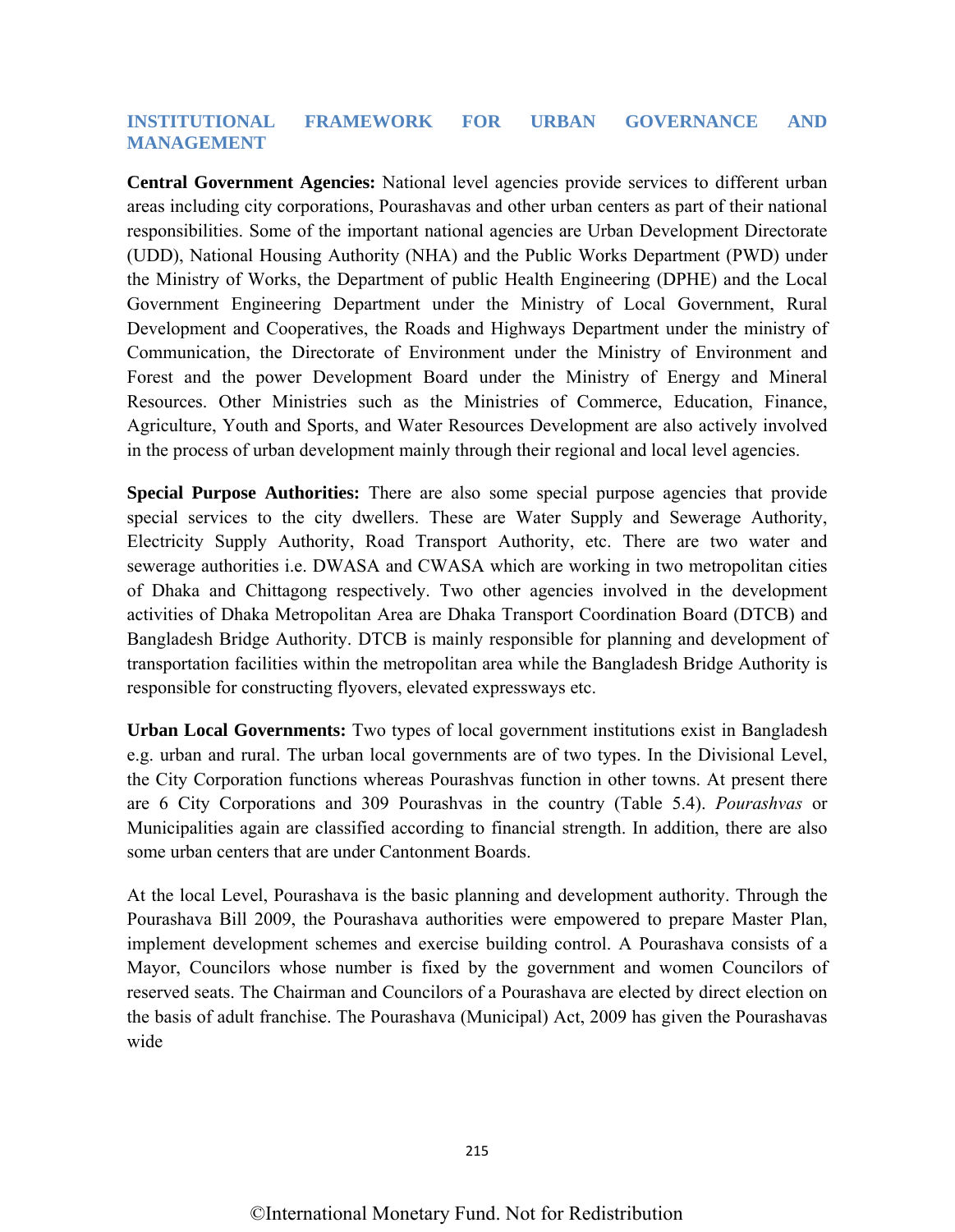## INSTITUTIONAL FRAMEWORK FOR URBAN GOVERNANCE AND MANAGEMENT

**Central Government Agencies:** National level agencies provide services to different urban areas including city corporations, Pourashavas and other urban centers as part of their national responsibilities. Some of the important national agencies are Urban Development Directorate (UDD), National Housing Authority (NHA) and the Public Works Department (PWD) under the Ministry of Works, the Department of public Health Engineering (DPHE) and the Local Government Engineering Department under the Ministry of Local Government, Rural Development and Cooperatives, the Roads and Highways Department under the ministry of Communication, the Directorate of Environment under the Ministry of Environment and Forest and the power Development Board under the Ministry of Energy and Mineral Resources. Other Ministries such as the Ministries of Commerce, Education, Finance, Agriculture, Youth and Sports, and Water Resources Development are also actively involved in the process of urban development mainly through their regional and local level agencies.

**Special Purpose Authorities:** There are also some special purpose agencies that provide special services to the city dwellers. These are Water Supply and Sewerage Authority, Electricity Supply Authority, Road Transport Authority, etc. There are two water and sewerage authorities i.e. DWASA and CWASA which are working in two metropolitan cities of Dhaka and Chittagong respectively. Two other agencies involved in the development activities of Dhaka Metropolitan Area are Dhaka Transport Coordination Board (DTCB) and Bangladesh Bridge Authority. DTCB is mainly responsible for planning and development of transportation facilities within the metropolitan area while the Bangladesh Bridge Authority is responsible for constructing flyovers, elevated expressways etc.

**Urban Local Governments:** Two types of local government institutions exist in Bangladesh e.g. urban and rural. The urban local governments are of two types. In the Divisional Level, the City Corporation functions whereas Pourashvas function in other towns. At present there are 6 City Corporations and 309 Pourashvas in the country (Table 5.4). *Pourashvas* or Municipalities again are classified according to financial strength. In addition, there are also some urban centers that are under Cantonment Boards.

At the local Level, Pourashava is the basic planning and development authority. Through the Pourashava Bill 2009, the Pourashava authorities were empowered to prepare Master Plan, implement development schemes and exercise building control. A Pourashava consists of a Mayor, Councilors whose number is fixed by the government and women Councilors of reserved seats. The Chairman and Councilors of a Pourashava are elected by direct election on the basis of adult franchise. The Pourashava (Municipal) Act, 2009 has given the Pourashavas wide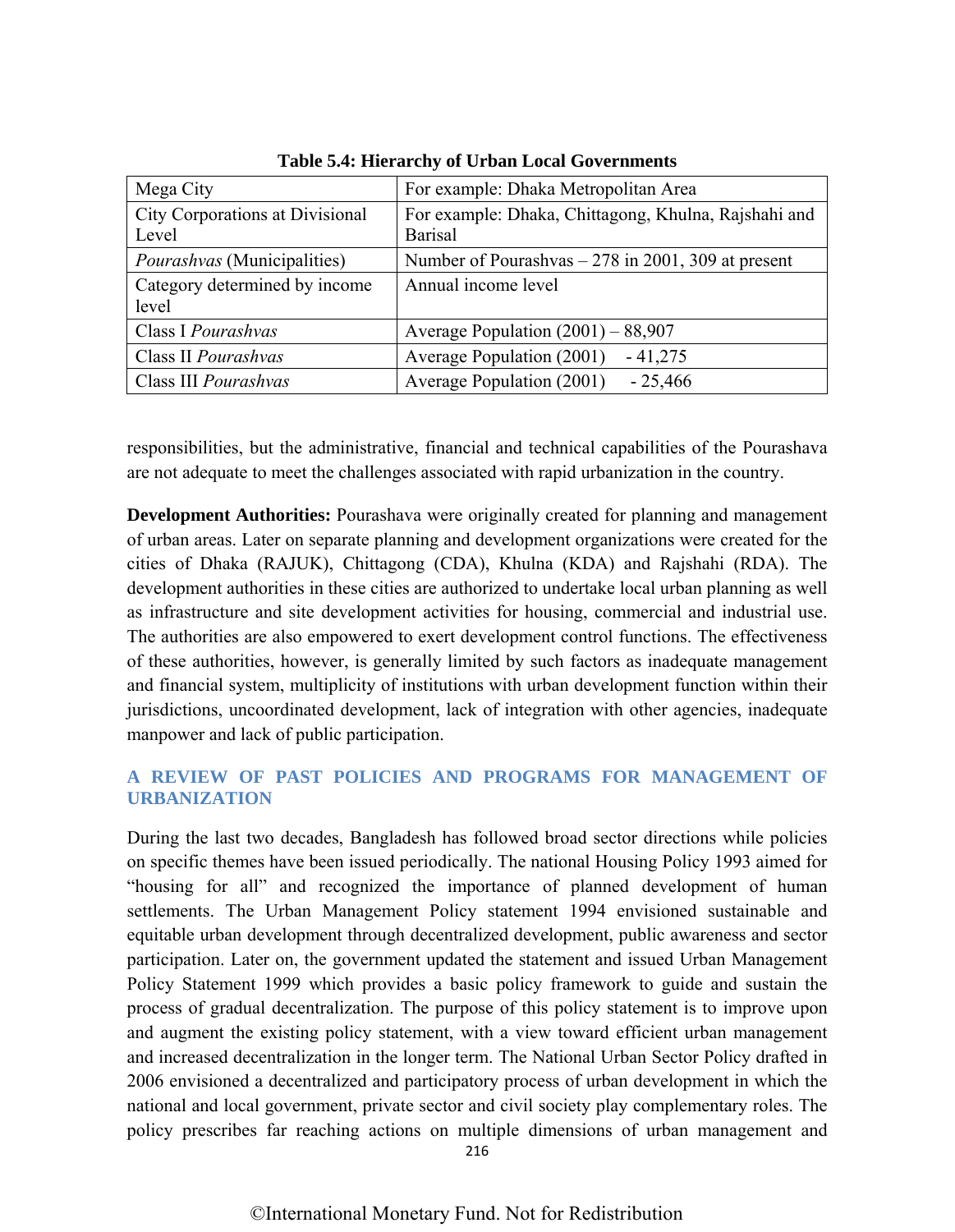**Table 5.4: Hierarchy of Urban Local Governments**

| | |
|---|---|
| Mega City | For example: Dhaka Metropolitan Area |
| City Corporations at Divisional Level | For example: Dhaka, Chittagong, Khulna, Rajshahi and Barisal |
| *Pourashvas* (Municipalities) | Number of Pourashvas – 278 in 2001, 309 at present |
| Category determined by income level | Annual income level |
| Class I *Pourashvas* | Average Population (2001) – 88,907 |
| Class II *Pourashvas* | Average Population (2001) - 41,275 |
| Class III *Pourashvas* | Average Population (2001) - 25,466 |

responsibilities, but the administrative, financial and technical capabilities of the Pourashava are not adequate to meet the challenges associated with rapid urbanization in the country.

**Development Authorities:** Pourashava were originally created for planning and management of urban areas. Later on separate planning and development organizations were created for the cities of Dhaka (RAJUK), Chittagong (CDA), Khulna (KDA) and Rajshahi (RDA). The development authorities in these cities are authorized to undertake local urban planning as well as infrastructure and site development activities for housing, commercial and industrial use. The authorities are also empowered to exert development control functions. The effectiveness of these authorities, however, is generally limited by such factors as inadequate management and financial system, multiplicity of institutions with urban development function within their jurisdictions, uncoordinated development, lack of integration with other agencies, inadequate manpower and lack of public participation.

## A REVIEW OF PAST POLICIES AND PROGRAMS FOR MANAGEMENT OF URBANIZATION

During the last two decades, Bangladesh has followed broad sector directions while policies on specific themes have been issued periodically. The national Housing Policy 1993 aimed for "housing for all" and recognized the importance of planned development of human settlements. The Urban Management Policy statement 1994 envisioned sustainable and equitable urban development through decentralized development, public awareness and sector participation. Later on, the government updated the statement and issued Urban Management Policy Statement 1999 which provides a basic policy framework to guide and sustain the process of gradual decentralization. The purpose of this policy statement is to improve upon and augment the existing policy statement, with a view toward efficient urban management and increased decentralization in the longer term. The National Urban Sector Policy drafted in 2006 envisioned a decentralized and participatory process of urban development in which the national and local government, private sector and civil society play complementary roles. The policy prescribes far reaching actions on multiple dimensions of urban management and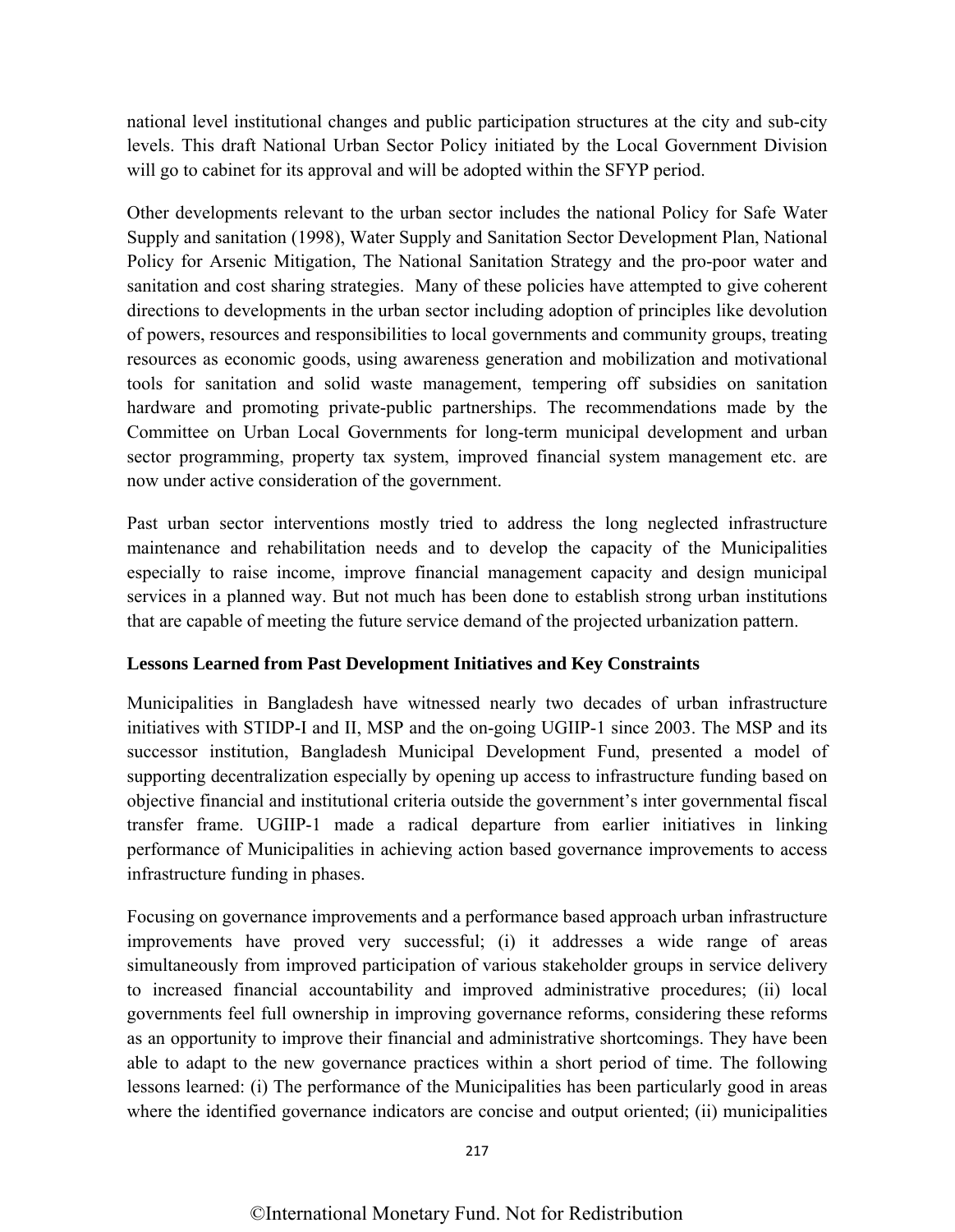national level institutional changes and public participation structures at the city and sub-city levels. This draft National Urban Sector Policy initiated by the Local Government Division will go to cabinet for its approval and will be adopted within the SFYP period.

Other developments relevant to the urban sector includes the national Policy for Safe Water Supply and sanitation (1998), Water Supply and Sanitation Sector Development Plan, National Policy for Arsenic Mitigation, The National Sanitation Strategy and the pro-poor water and sanitation and cost sharing strategies. Many of these policies have attempted to give coherent directions to developments in the urban sector including adoption of principles like devolution of powers, resources and responsibilities to local governments and community groups, treating resources as economic goods, using awareness generation and mobilization and motivational tools for sanitation and solid waste management, tempering off subsidies on sanitation hardware and promoting private-public partnerships. The recommendations made by the Committee on Urban Local Governments for long-term municipal development and urban sector programming, property tax system, improved financial system management etc. are now under active consideration of the government.

Past urban sector interventions mostly tried to address the long neglected infrastructure maintenance and rehabilitation needs and to develop the capacity of the Municipalities especially to raise income, improve financial management capacity and design municipal services in a planned way. But not much has been done to establish strong urban institutions that are capable of meeting the future service demand of the projected urbanization pattern.

**Lessons Learned from Past Development Initiatives and Key Constraints**

Municipalities in Bangladesh have witnessed nearly two decades of urban infrastructure initiatives with STIDP-I and II, MSP and the on-going UGIIP-1 since 2003. The MSP and its successor institution, Bangladesh Municipal Development Fund, presented a model of supporting decentralization especially by opening up access to infrastructure funding based on objective financial and institutional criteria outside the government's inter governmental fiscal transfer frame. UGIIP-1 made a radical departure from earlier initiatives in linking performance of Municipalities in achieving action based governance improvements to access infrastructure funding in phases.

Focusing on governance improvements and a performance based approach urban infrastructure improvements have proved very successful; (i) it addresses a wide range of areas simultaneously from improved participation of various stakeholder groups in service delivery to increased financial accountability and improved administrative procedures; (ii) local governments feel full ownership in improving governance reforms, considering these reforms as an opportunity to improve their financial and administrative shortcomings. They have been able to adapt to the new governance practices within a short period of time. The following lessons learned: (i) The performance of the Municipalities has been particularly good in areas where the identified governance indicators are concise and output oriented; (ii) municipalities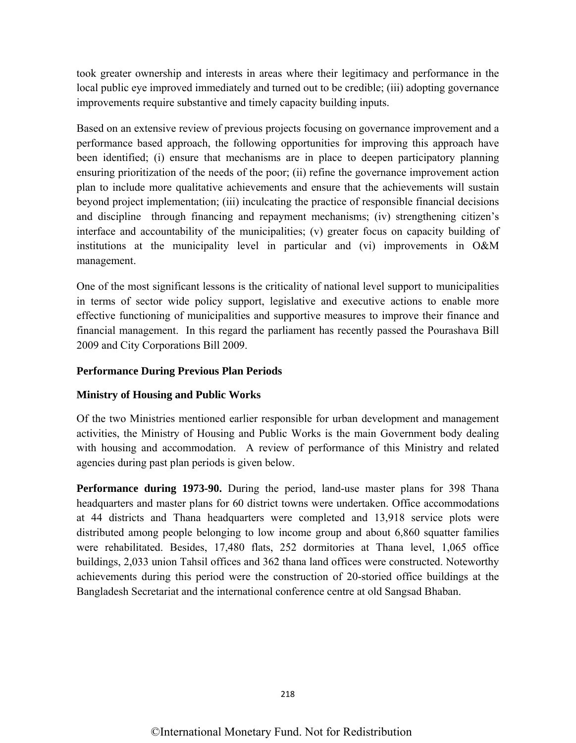took greater ownership and interests in areas where their legitimacy and performance in the local public eye improved immediately and turned out to be credible; (iii) adopting governance improvements require substantive and timely capacity building inputs.

Based on an extensive review of previous projects focusing on governance improvement and a performance based approach, the following opportunities for improving this approach have been identified; (i) ensure that mechanisms are in place to deepen participatory planning ensuring prioritization of the needs of the poor; (ii) refine the governance improvement action plan to include more qualitative achievements and ensure that the achievements will sustain beyond project implementation; (iii) inculcating the practice of responsible financial decisions and discipline through financing and repayment mechanisms; (iv) strengthening citizen's interface and accountability of the municipalities; (v) greater focus on capacity building of institutions at the municipality level in particular and (vi) improvements in O&M management.

One of the most significant lessons is the criticality of national level support to municipalities in terms of sector wide policy support, legislative and executive actions to enable more effective functioning of municipalities and supportive measures to improve their finance and financial management. In this regard the parliament has recently passed the Pourashava Bill 2009 and City Corporations Bill 2009.

**Performance During Previous Plan Periods**

**Ministry of Housing and Public Works**

Of the two Ministries mentioned earlier responsible for urban development and management activities, the Ministry of Housing and Public Works is the main Government body dealing with housing and accommodation. A review of performance of this Ministry and related agencies during past plan periods is given below.

**Performance during 1973-90.** During the period, land-use master plans for 398 Thana headquarters and master plans for 60 district towns were undertaken. Office accommodations at 44 districts and Thana headquarters were completed and 13,918 service plots were distributed among people belonging to low income group and about 6,860 squatter families were rehabilitated. Besides, 17,480 flats, 252 dormitories at Thana level, 1,065 office buildings, 2,033 union Tahsil offices and 362 thana land offices were constructed. Noteworthy achievements during this period were the construction of 20-storied office buildings at the Bangladesh Secretariat and the international conference centre at old Sangsad Bhaban.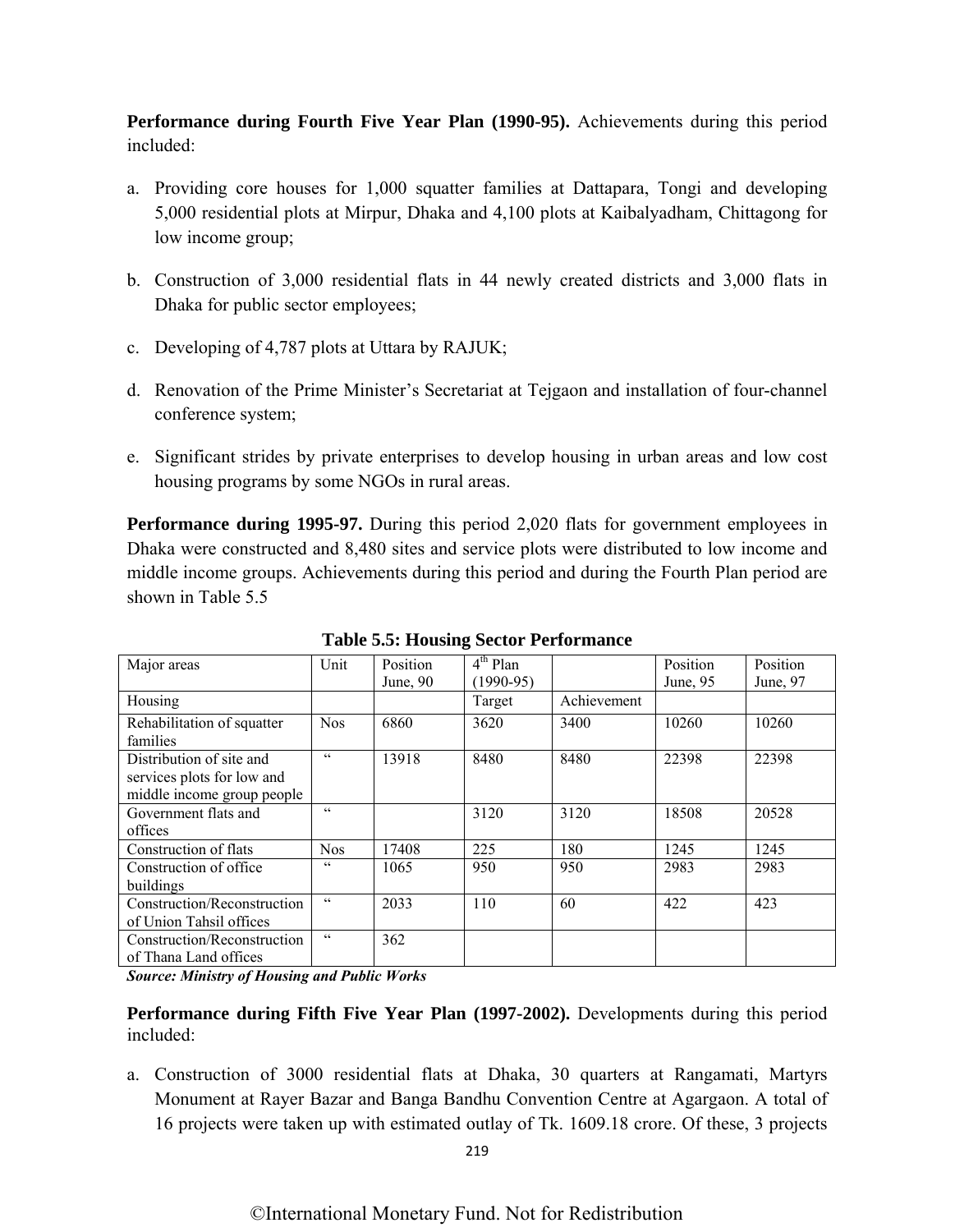**Performance during Fourth Five Year Plan (1990-95).** Achievements during this period included:

a. Providing core houses for 1,000 squatter families at Dattapara, Tongi and developing 5,000 residential plots at Mirpur, Dhaka and 4,100 plots at Kaibalyadham, Chittagong for low income group;

b. Construction of 3,000 residential flats in 44 newly created districts and 3,000 flats in Dhaka for public sector employees;

c. Developing of 4,787 plots at Uttara by RAJUK;

d. Renovation of the Prime Minister's Secretariat at Tejgaon and installation of four-channel conference system;

e. Significant strides by private enterprises to develop housing in urban areas and low cost housing programs by some NGOs in rural areas.

**Performance during 1995-97.** During this period 2,020 flats for government employees in Dhaka were constructed and 8,480 sites and service plots were distributed to low income and middle income groups. Achievements during this period and during the Fourth Plan period are shown in Table 5.5

**Table 5.5: Housing Sector Performance**

| Major areas | Unit | Position June, 90 | 4th Plan (1990-95) | | Position June, 95 | Position June, 97 |
|---|---|---|---|---|---|---|
| Housing | | | Target | Achievement | | |
| Rehabilitation of squatter families | Nos | 6860 | 3620 | 3400 | 10260 | 10260 |
| Distribution of site and services plots for low and middle income group people | " | 13918 | 8480 | 8480 | 22398 | 22398 |
| Government flats and offices | " | | 3120 | 3120 | 18508 | 20528 |
| Construction of flats | Nos | 17408 | 225 | 180 | 1245 | 1245 |
| Construction of office buildings | " | 1065 | 950 | 950 | 2983 | 2983 |
| Construction/Reconstruction of Union Tahsil offices | " | 2033 | 110 | 60 | 422 | 423 |
| Construction/Reconstruction of Thana Land offices | " | 362 | | | | |

***Source: Ministry of Housing and Public Works***

**Performance during Fifth Five Year Plan (1997-2002).** Developments during this period included:

a. Construction of 3000 residential flats at Dhaka, 30 quarters at Rangamati, Martyrs Monument at Rayer Bazar and Banga Bandhu Convention Centre at Agargaon. A total of 16 projects were taken up with estimated outlay of Tk. 1609.18 crore. Of these, 3 projects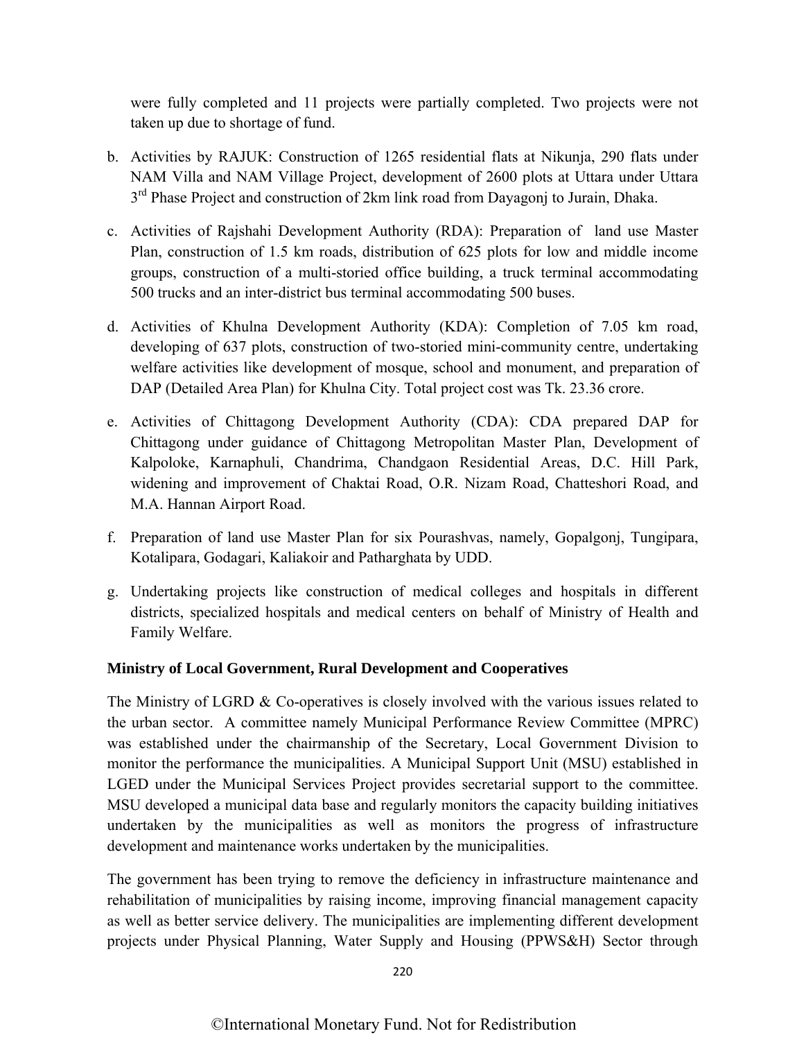were fully completed and 11 projects were partially completed. Two projects were not taken up due to shortage of fund.

b. Activities by RAJUK: Construction of 1265 residential flats at Nikunja, 290 flats under NAM Villa and NAM Village Project, development of 2600 plots at Uttara under Uttara 3rd Phase Project and construction of 2km link road from Dayagonj to Jurain, Dhaka.

c. Activities of Rajshahi Development Authority (RDA): Preparation of land use Master Plan, construction of 1.5 km roads, distribution of 625 plots for low and middle income groups, construction of a multi-storied office building, a truck terminal accommodating 500 trucks and an inter-district bus terminal accommodating 500 buses.

d. Activities of Khulna Development Authority (KDA): Completion of 7.05 km road, developing of 637 plots, construction of two-storied mini-community centre, undertaking welfare activities like development of mosque, school and monument, and preparation of DAP (Detailed Area Plan) for Khulna City. Total project cost was Tk. 23.36 crore.

e. Activities of Chittagong Development Authority (CDA): CDA prepared DAP for Chittagong under guidance of Chittagong Metropolitan Master Plan, Development of Kalpoloke, Karnaphuli, Chandrima, Chandgaon Residential Areas, D.C. Hill Park, widening and improvement of Chaktai Road, O.R. Nizam Road, Chatteshori Road, and M.A. Hannan Airport Road.

f. Preparation of land use Master Plan for six Pourashvas, namely, Gopalgonj, Tungipara, Kotalipara, Godagari, Kaliakoir and Patharghata by UDD.

g. Undertaking projects like construction of medical colleges and hospitals in different districts, specialized hospitals and medical centers on behalf of Ministry of Health and Family Welfare.

**Ministry of Local Government, Rural Development and Cooperatives**

The Ministry of LGRD & Co-operatives is closely involved with the various issues related to the urban sector. A committee namely Municipal Performance Review Committee (MPRC) was established under the chairmanship of the Secretary, Local Government Division to monitor the performance the municipalities. A Municipal Support Unit (MSU) established in LGED under the Municipal Services Project provides secretarial support to the committee. MSU developed a municipal data base and regularly monitors the capacity building initiatives undertaken by the municipalities as well as monitors the progress of infrastructure development and maintenance works undertaken by the municipalities.

The government has been trying to remove the deficiency in infrastructure maintenance and rehabilitation of municipalities by raising income, improving financial management capacity as well as better service delivery. The municipalities are implementing different development projects under Physical Planning, Water Supply and Housing (PPWS&H) Sector through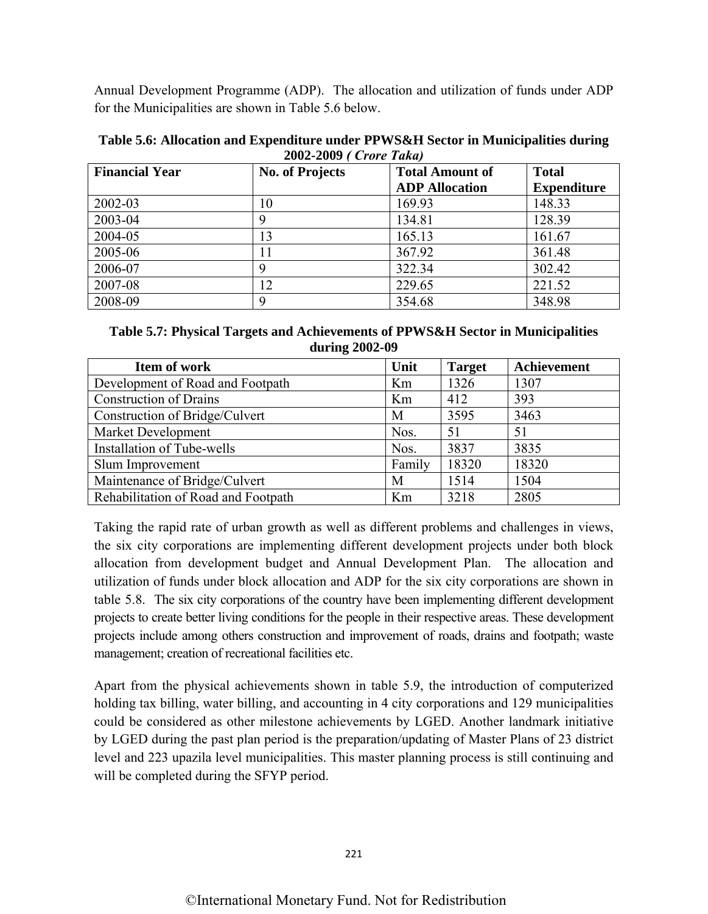Annual Development Programme (ADP). The allocation and utilization of funds under ADP for the Municipalities are shown in Table 5.6 below.

**Table 5.6: Allocation and Expenditure under PPWS&H Sector in Municipalities during 2002-2009** ***( Crore Taka)***

| Financial Year | No. of Projects | Total Amount of ADP Allocation | Total Expenditure |
|---|---|---|---|
| 2002-03 | 10 | 169.93 | 148.33 |
| 2003-04 | 9 | 134.81 | 128.39 |
| 2004-05 | 13 | 165.13 | 161.67 |
| 2005-06 | 11 | 367.92 | 361.48 |
| 2006-07 | 9 | 322.34 | 302.42 |
| 2007-08 | 12 | 229.65 | 221.52 |
| 2008-09 | 9 | 354.68 | 348.98 |

**Table 5.7: Physical Targets and Achievements of PPWS&H Sector in Municipalities during 2002-09**

| Item of work | Unit | Target | Achievement |
|---|---|---|---|
| Development of Road and Footpath | Km | 1326 | 1307 |
| Construction of Drains | Km | 412 | 393 |
| Construction of Bridge/Culvert | M | 3595 | 3463 |
| Market Development | Nos. | 51 | 51 |
| Installation of Tube-wells | Nos. | 3837 | 3835 |
| Slum Improvement | Family | 18320 | 18320 |
| Maintenance of Bridge/Culvert | M | 1514 | 1504 |
| Rehabilitation of Road and Footpath | Km | 3218 | 2805 |

Taking the rapid rate of urban growth as well as different problems and challenges in views, the six city corporations are implementing different development projects under both block allocation from development budget and Annual Development Plan. The allocation and utilization of funds under block allocation and ADP for the six city corporations are shown in table 5.8. The six city corporations of the country have been implementing different development projects to create better living conditions for the people in their respective areas. These development projects include among others construction and improvement of roads, drains and footpath; waste management; creation of recreational facilities etc.

Apart from the physical achievements shown in table 5.9, the introduction of computerized holding tax billing, water billing, and accounting in 4 city corporations and 129 municipalities could be considered as other milestone achievements by LGED. Another landmark initiative by LGED during the past plan period is the preparation/updating of Master Plans of 23 district level and 223 upazila level municipalities. This master planning process is still continuing and will be completed during the SFYP period.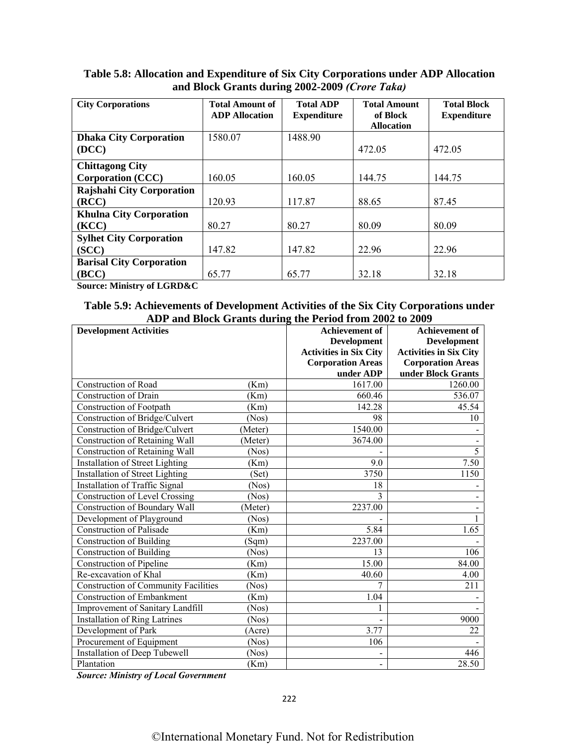**Table 5.8: Allocation and Expenditure of Six City Corporations under ADP Allocation and Block Grants during 2002-2009** ***(Crore Taka)***

| City Corporations | Total Amount of ADP Allocation | Total ADP Expenditure | Total Amount of Block Allocation | Total Block Expenditure |
|---|---|---|---|---|
| **Dhaka City Corporation (DCC)** | 1580.07 | 1488.90 | 472.05 | 472.05 |
| **Chittagong City Corporation (CCC)** | 160.05 | 160.05 | 144.75 | 144.75 |
| **Rajshahi City Corporation (RCC)** | 120.93 | 117.87 | 88.65 | 87.45 |
| **Khulna City Corporation (KCC)** | 80.27 | 80.27 | 80.09 | 80.09 |
| **Sylhet City Corporation (SCC)** | 147.82 | 147.82 | 22.96 | 22.96 |
| **Barisal City Corporation (BCC)** | 65.77 | 65.77 | 32.18 | 32.18 |

**Source: Ministry of LGRD&C**

**Table 5.9: Achievements of Development Activities of the Six City Corporations under ADP and Block Grants during the Period from 2002 to 2009**

| Development Activities | | Achievement of Development Activities in Six City Corporation Areas under ADP | Achievement of Development Activities in Six City Corporation Areas under Block Grants |
|---|---|---|---|
| Construction of Road | (Km) | 1617.00 | 1260.00 |
| Construction of Drain | (Km) | 660.46 | 536.07 |
| Construction of Footpath | (Km) | 142.28 | 45.54 |
| Construction of Bridge/Culvert | (Nos) | 98 | 10 |
| Construction of Bridge/Culvert | (Meter) | 1540.00 | - |
| Construction of Retaining Wall | (Meter) | 3674.00 | - |
| Construction of Retaining Wall | (Nos) | - | 5 |
| Installation of Street Lighting | (Km) | 9.0 | 7.50 |
| Installation of Street Lighting | (Set) | 3750 | 1150 |
| Installation of Traffic Signal | (Nos) | 18 | - |
| Construction of Level Crossing | (Nos) | 3 | - |
| Construction of Boundary Wall | (Meter) | 2237.00 | - |
| Development of Playground | (Nos) | - | 1 |
| Construction of Palisade | (Km) | 5.84 | 1.65 |
| Construction of Building | (Sqm) | 2237.00 | - |
| Construction of Building | (Nos) | 13 | 106 |
| Construction of Pipeline | (Km) | 15.00 | 84.00 |
| Re-excavation of Khal | (Km) | 40.60 | 4.00 |
| Construction of Community Facilities | (Nos) | 7 | 211 |
| Construction of Embankment | (Km) | 1.04 | - |
| Improvement of Sanitary Landfill | (Nos) | 1 | - |
| Installation of Ring Latrines | (Nos) | - | 9000 |
| Development of Park | (Acre) | 3.77 | 22 |
| Procurement of Equipment | (Nos) | 106 | - |
| Installation of Deep Tubewell | (Nos) | - | 446 |
| Plantation | (Km) | - | 28.50 |

***Source: Ministry of Local Government***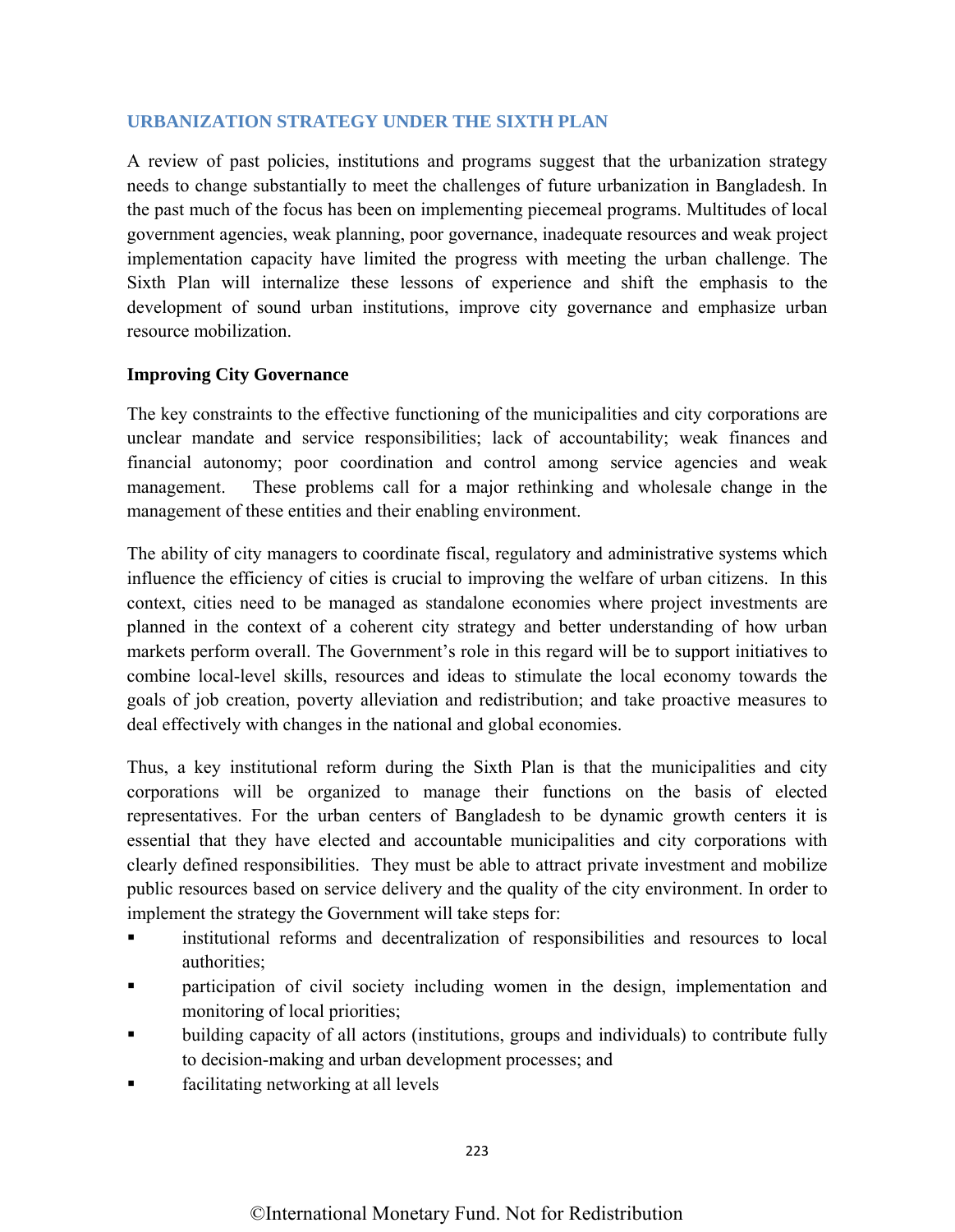## URBANIZATION STRATEGY UNDER THE SIXTH PLAN

A review of past policies, institutions and programs suggest that the urbanization strategy needs to change substantially to meet the challenges of future urbanization in Bangladesh. In the past much of the focus has been on implementing piecemeal programs. Multitudes of local government agencies, weak planning, poor governance, inadequate resources and weak project implementation capacity have limited the progress with meeting the urban challenge. The Sixth Plan will internalize these lessons of experience and shift the emphasis to the development of sound urban institutions, improve city governance and emphasize urban resource mobilization.

### Improving City Governance

The key constraints to the effective functioning of the municipalities and city corporations are unclear mandate and service responsibilities; lack of accountability; weak finances and financial autonomy; poor coordination and control among service agencies and weak management. These problems call for a major rethinking and wholesale change in the management of these entities and their enabling environment.

The ability of city managers to coordinate fiscal, regulatory and administrative systems which influence the efficiency of cities is crucial to improving the welfare of urban citizens. In this context, cities need to be managed as standalone economies where project investments are planned in the context of a coherent city strategy and better understanding of how urban markets perform overall. The Government's role in this regard will be to support initiatives to combine local-level skills, resources and ideas to stimulate the local economy towards the goals of job creation, poverty alleviation and redistribution; and take proactive measures to deal effectively with changes in the national and global economies.

Thus, a key institutional reform during the Sixth Plan is that the municipalities and city corporations will be organized to manage their functions on the basis of elected representatives. For the urban centers of Bangladesh to be dynamic growth centers it is essential that they have elected and accountable municipalities and city corporations with clearly defined responsibilities. They must be able to attract private investment and mobilize public resources based on service delivery and the quality of the city environment. In order to implement the strategy the Government will take steps for:

- institutional reforms and decentralization of responsibilities and resources to local authorities;
- participation of civil society including women in the design, implementation and monitoring of local priorities;
- building capacity of all actors (institutions, groups and individuals) to contribute fully to decision-making and urban development processes; and
- facilitating networking at all levels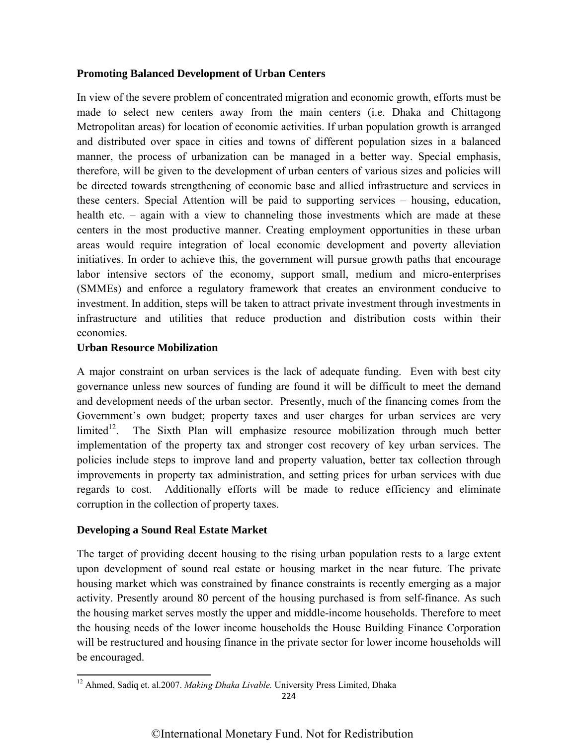**Promoting Balanced Development of Urban Centers**

In view of the severe problem of concentrated migration and economic growth, efforts must be made to select new centers away from the main centers (i.e. Dhaka and Chittagong Metropolitan areas) for location of economic activities. If urban population growth is arranged and distributed over space in cities and towns of different population sizes in a balanced manner, the process of urbanization can be managed in a better way. Special emphasis, therefore, will be given to the development of urban centers of various sizes and policies will be directed towards strengthening of economic base and allied infrastructure and services in these centers. Special Attention will be paid to supporting services – housing, education, health etc. – again with a view to channeling those investments which are made at these centers in the most productive manner. Creating employment opportunities in these urban areas would require integration of local economic development and poverty alleviation initiatives. In order to achieve this, the government will pursue growth paths that encourage labor intensive sectors of the economy, support small, medium and micro-enterprises (SMMEs) and enforce a regulatory framework that creates an environment conducive to investment. In addition, steps will be taken to attract private investment through investments in infrastructure and utilities that reduce production and distribution costs within their economies.

**Urban Resource Mobilization**

A major constraint on urban services is the lack of adequate funding. Even with best city governance unless new sources of funding are found it will be difficult to meet the demand and development needs of the urban sector. Presently, much of the financing comes from the Government's own budget; property taxes and user charges for urban services are very limited[12]. The Sixth Plan will emphasize resource mobilization through much better implementation of the property tax and stronger cost recovery of key urban services. The policies include steps to improve land and property valuation, better tax collection through improvements in property tax administration, and setting prices for urban services with due regards to cost. Additionally efforts will be made to reduce efficiency and eliminate corruption in the collection of property taxes.

**Developing a Sound Real Estate Market**

The target of providing decent housing to the rising urban population rests to a large extent upon development of sound real estate or housing market in the near future. The private housing market which was constrained by finance constraints is recently emerging as a major activity. Presently around 80 percent of the housing purchased is from self-finance. As such the housing market serves mostly the upper and middle-income households. Therefore to meet the housing needs of the lower income households the House Building Finance Corporation will be restructured and housing finance in the private sector for lower income households will be encouraged.

[12] Ahmed, Sadiq et. al.2007. *Making Dhaka Livable.* University Press Limited, Dhaka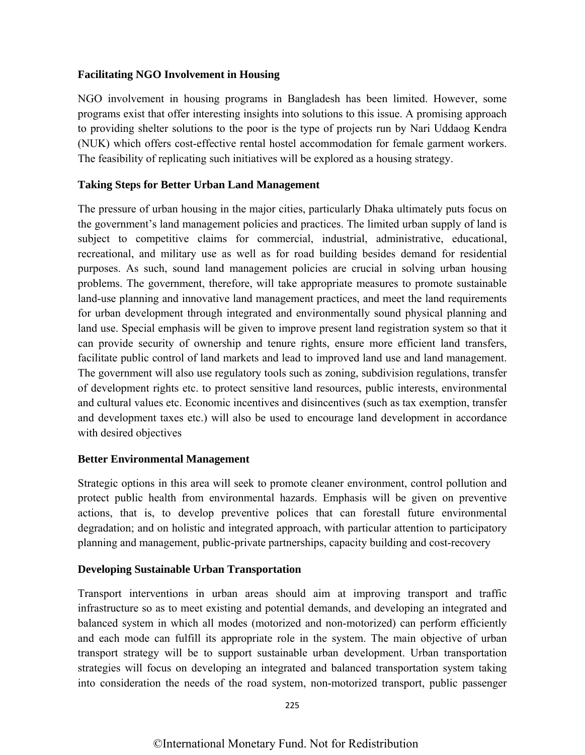### Facilitating NGO Involvement in Housing

NGO involvement in housing programs in Bangladesh has been limited. However, some programs exist that offer interesting insights into solutions to this issue. A promising approach to providing shelter solutions to the poor is the type of projects run by Nari Uddaog Kendra (NUK) which offers cost-effective rental hostel accommodation for female garment workers. The feasibility of replicating such initiatives will be explored as a housing strategy.

### Taking Steps for Better Urban Land Management

The pressure of urban housing in the major cities, particularly Dhaka ultimately puts focus on the government's land management policies and practices. The limited urban supply of land is subject to competitive claims for commercial, industrial, administrative, educational, recreational, and military use as well as for road building besides demand for residential purposes. As such, sound land management policies are crucial in solving urban housing problems. The government, therefore, will take appropriate measures to promote sustainable land-use planning and innovative land management practices, and meet the land requirements for urban development through integrated and environmentally sound physical planning and land use. Special emphasis will be given to improve present land registration system so that it can provide security of ownership and tenure rights, ensure more efficient land transfers, facilitate public control of land markets and lead to improved land use and land management. The government will also use regulatory tools such as zoning, subdivision regulations, transfer of development rights etc. to protect sensitive land resources, public interests, environmental and cultural values etc. Economic incentives and disincentives (such as tax exemption, transfer and development taxes etc.) will also be used to encourage land development in accordance with desired objectives

### Better Environmental Management

Strategic options in this area will seek to promote cleaner environment, control pollution and protect public health from environmental hazards. Emphasis will be given on preventive actions, that is, to develop preventive polices that can forestall future environmental degradation; and on holistic and integrated approach, with particular attention to participatory planning and management, public-private partnerships, capacity building and cost-recovery

### Developing Sustainable Urban Transportation

Transport interventions in urban areas should aim at improving transport and traffic infrastructure so as to meet existing and potential demands, and developing an integrated and balanced system in which all modes (motorized and non-motorized) can perform efficiently and each mode can fulfill its appropriate role in the system. The main objective of urban transport strategy will be to support sustainable urban development. Urban transportation strategies will focus on developing an integrated and balanced transportation system taking into consideration the needs of the road system, non-motorized transport, public passenger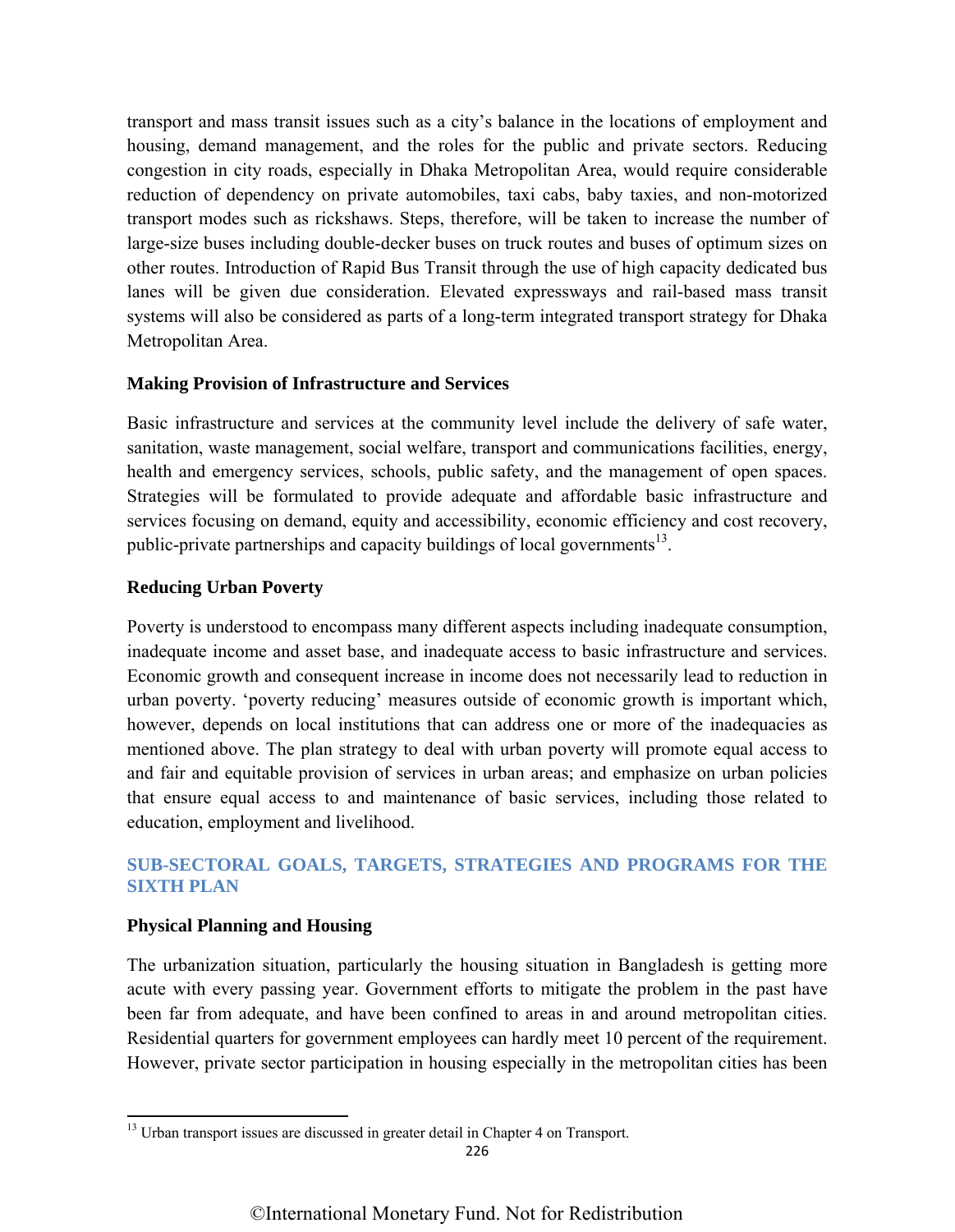transport and mass transit issues such as a city's balance in the locations of employment and housing, demand management, and the roles for the public and private sectors. Reducing congestion in city roads, especially in Dhaka Metropolitan Area, would require considerable reduction of dependency on private automobiles, taxi cabs, baby taxies, and non-motorized transport modes such as rickshaws. Steps, therefore, will be taken to increase the number of large-size buses including double-decker buses on truck routes and buses of optimum sizes on other routes. Introduction of Rapid Bus Transit through the use of high capacity dedicated bus lanes will be given due consideration. Elevated expressways and rail-based mass transit systems will also be considered as parts of a long-term integrated transport strategy for Dhaka Metropolitan Area.

**Making Provision of Infrastructure and Services**

Basic infrastructure and services at the community level include the delivery of safe water, sanitation, waste management, social welfare, transport and communications facilities, energy, health and emergency services, schools, public safety, and the management of open spaces. Strategies will be formulated to provide adequate and affordable basic infrastructure and services focusing on demand, equity and accessibility, economic efficiency and cost recovery, public-private partnerships and capacity buildings of local governments[13].

**Reducing Urban Poverty**

Poverty is understood to encompass many different aspects including inadequate consumption, inadequate income and asset base, and inadequate access to basic infrastructure and services. Economic growth and consequent increase in income does not necessarily lead to reduction in urban poverty. 'poverty reducing' measures outside of economic growth is important which, however, depends on local institutions that can address one or more of the inadequacies as mentioned above. The plan strategy to deal with urban poverty will promote equal access to and fair and equitable provision of services in urban areas; and emphasize on urban policies that ensure equal access to and maintenance of basic services, including those related to education, employment and livelihood.

## SUB-SECTORAL GOALS, TARGETS, STRATEGIES AND PROGRAMS FOR THE SIXTH PLAN

**Physical Planning and Housing**

The urbanization situation, particularly the housing situation in Bangladesh is getting more acute with every passing year. Government efforts to mitigate the problem in the past have been far from adequate, and have been confined to areas in and around metropolitan cities. Residential quarters for government employees can hardly meet 10 percent of the requirement. However, private sector participation in housing especially in the metropolitan cities has been

[13] Urban transport issues are discussed in greater detail in Chapter 4 on Transport.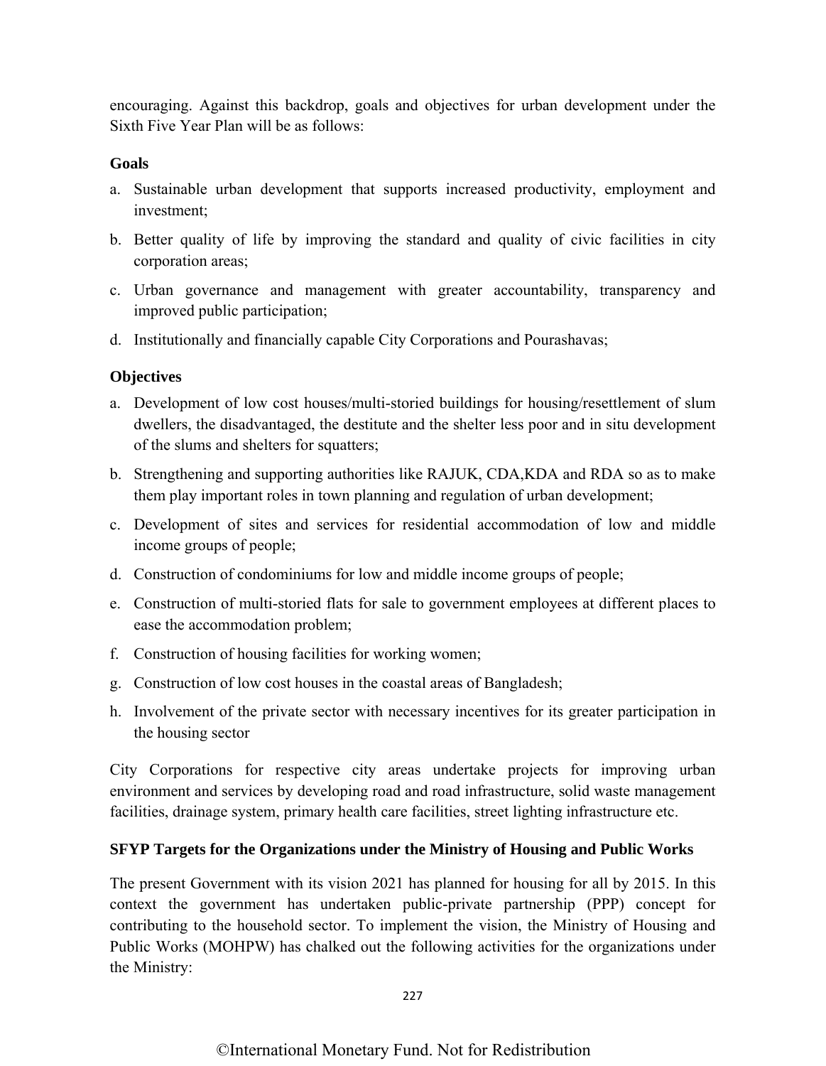encouraging. Against this backdrop, goals and objectives for urban development under the Sixth Five Year Plan will be as follows:

**Goals**

a. Sustainable urban development that supports increased productivity, employment and investment;

b. Better quality of life by improving the standard and quality of civic facilities in city corporation areas;

c. Urban governance and management with greater accountability, transparency and improved public participation;

d. Institutionally and financially capable City Corporations and Pourashavas;

**Objectives**

a. Development of low cost houses/multi-storied buildings for housing/resettlement of slum dwellers, the disadvantaged, the destitute and the shelter less poor and in situ development of the slums and shelters for squatters;

b. Strengthening and supporting authorities like RAJUK, CDA,KDA and RDA so as to make them play important roles in town planning and regulation of urban development;

c. Development of sites and services for residential accommodation of low and middle income groups of people;

d. Construction of condominiums for low and middle income groups of people;

e. Construction of multi-storied flats for sale to government employees at different places to ease the accommodation problem;

f. Construction of housing facilities for working women;

g. Construction of low cost houses in the coastal areas of Bangladesh;

h. Involvement of the private sector with necessary incentives for its greater participation in the housing sector

City Corporations for respective city areas undertake projects for improving urban environment and services by developing road and road infrastructure, solid waste management facilities, drainage system, primary health care facilities, street lighting infrastructure etc.

**SFYP Targets for the Organizations under the Ministry of Housing and Public Works**

The present Government with its vision 2021 has planned for housing for all by 2015. In this context the government has undertaken public-private partnership (PPP) concept for contributing to the household sector. To implement the vision, the Ministry of Housing and Public Works (MOHPW) has chalked out the following activities for the organizations under the Ministry: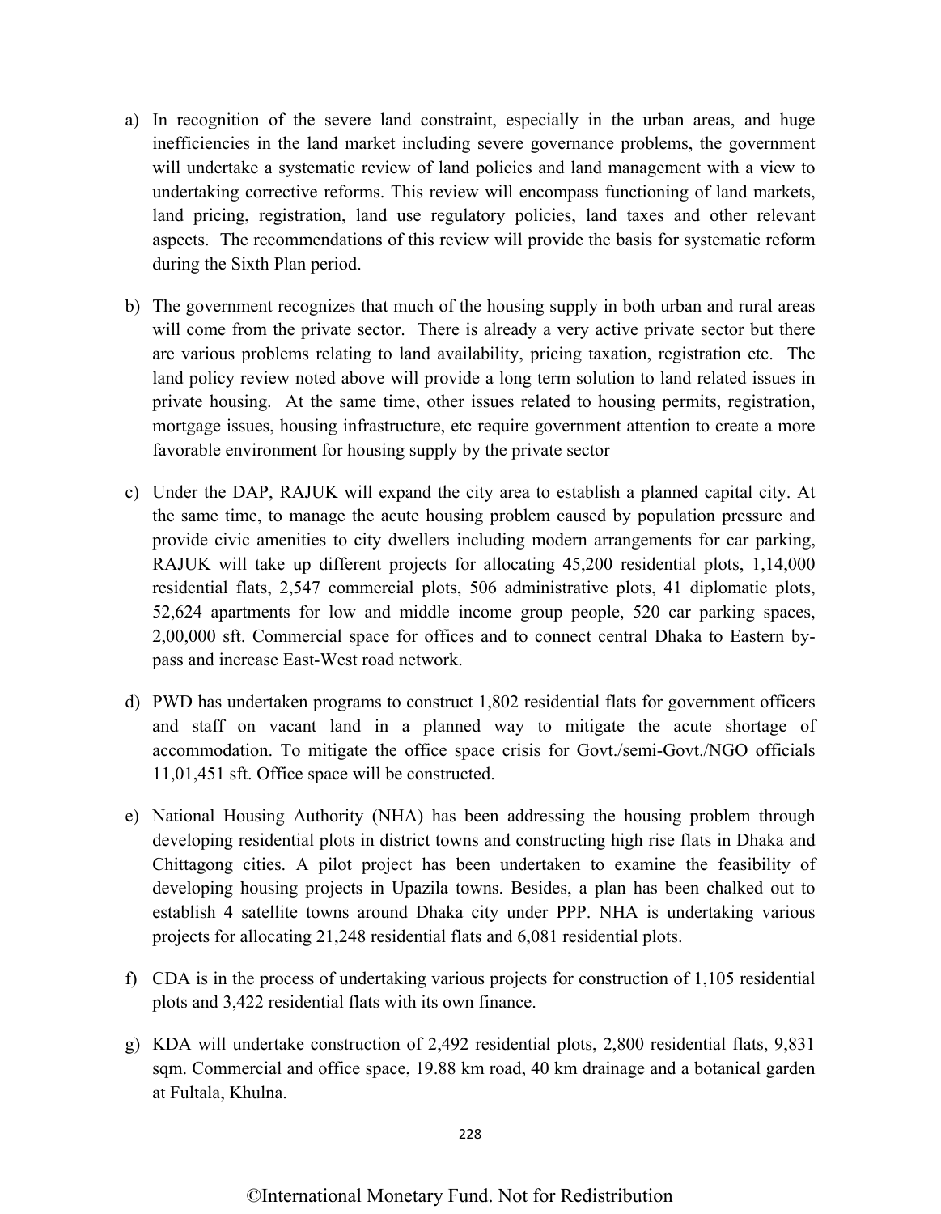a) In recognition of the severe land constraint, especially in the urban areas, and huge inefficiencies in the land market including severe governance problems, the government will undertake a systematic review of land policies and land management with a view to undertaking corrective reforms. This review will encompass functioning of land markets, land pricing, registration, land use regulatory policies, land taxes and other relevant aspects. The recommendations of this review will provide the basis for systematic reform during the Sixth Plan period.

b) The government recognizes that much of the housing supply in both urban and rural areas will come from the private sector. There is already a very active private sector but there are various problems relating to land availability, pricing taxation, registration etc. The land policy review noted above will provide a long term solution to land related issues in private housing. At the same time, other issues related to housing permits, registration, mortgage issues, housing infrastructure, etc require government attention to create a more favorable environment for housing supply by the private sector

c) Under the DAP, RAJUK will expand the city area to establish a planned capital city. At the same time, to manage the acute housing problem caused by population pressure and provide civic amenities to city dwellers including modern arrangements for car parking, RAJUK will take up different projects for allocating 45,200 residential plots, 1,14,000 residential flats, 2,547 commercial plots, 506 administrative plots, 41 diplomatic plots, 52,624 apartments for low and middle income group people, 520 car parking spaces, 2,00,000 sft. Commercial space for offices and to connect central Dhaka to Eastern by-pass and increase East-West road network.

d) PWD has undertaken programs to construct 1,802 residential flats for government officers and staff on vacant land in a planned way to mitigate the acute shortage of accommodation. To mitigate the office space crisis for Govt./semi-Govt./NGO officials 11,01,451 sft. Office space will be constructed.

e) National Housing Authority (NHA) has been addressing the housing problem through developing residential plots in district towns and constructing high rise flats in Dhaka and Chittagong cities. A pilot project has been undertaken to examine the feasibility of developing housing projects in Upazila towns. Besides, a plan has been chalked out to establish 4 satellite towns around Dhaka city under PPP. NHA is undertaking various projects for allocating 21,248 residential flats and 6,081 residential plots.

f) CDA is in the process of undertaking various projects for construction of 1,105 residential plots and 3,422 residential flats with its own finance.

g) KDA will undertake construction of 2,492 residential plots, 2,800 residential flats, 9,831 sqm. Commercial and office space, 19.88 km road, 40 km drainage and a botanical garden at Fultala, Khulna.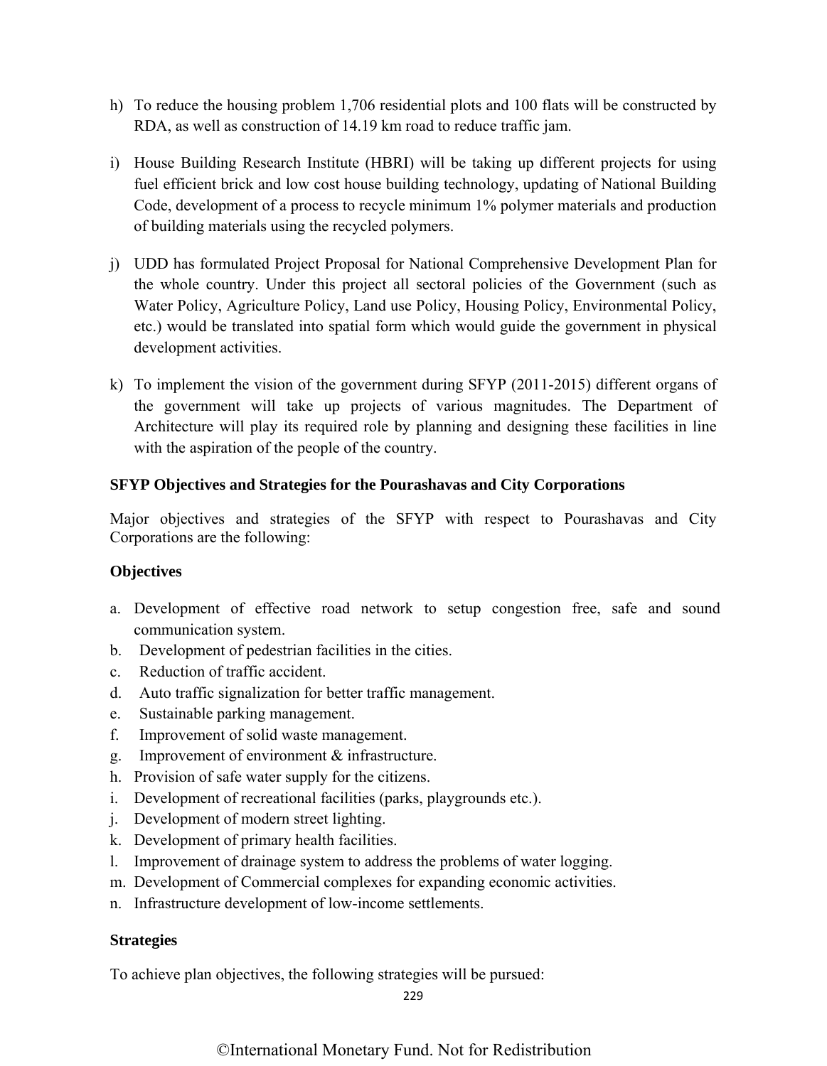h) To reduce the housing problem 1,706 residential plots and 100 flats will be constructed by RDA, as well as construction of 14.19 km road to reduce traffic jam.

i) House Building Research Institute (HBRI) will be taking up different projects for using fuel efficient brick and low cost house building technology, updating of National Building Code, development of a process to recycle minimum 1% polymer materials and production of building materials using the recycled polymers.

j) UDD has formulated Project Proposal for National Comprehensive Development Plan for the whole country. Under this project all sectoral policies of the Government (such as Water Policy, Agriculture Policy, Land use Policy, Housing Policy, Environmental Policy, etc.) would be translated into spatial form which would guide the government in physical development activities.

k) To implement the vision of the government during SFYP (2011-2015) different organs of the government will take up projects of various magnitudes. The Department of Architecture will play its required role by planning and designing these facilities in line with the aspiration of the people of the country.

**SFYP Objectives and Strategies for the Pourashavas and City Corporations**

Major objectives and strategies of the SFYP with respect to Pourashavas and City Corporations are the following:

**Objectives**

a. Development of effective road network to setup congestion free, safe and sound communication system.
b. Development of pedestrian facilities in the cities.
c. Reduction of traffic accident.
d. Auto traffic signalization for better traffic management.
e. Sustainable parking management.
f. Improvement of solid waste management.
g. Improvement of environment & infrastructure.
h. Provision of safe water supply for the citizens.
i. Development of recreational facilities (parks, playgrounds etc.).
j. Development of modern street lighting.
k. Development of primary health facilities.
l. Improvement of drainage system to address the problems of water logging.
m. Development of Commercial complexes for expanding economic activities.
n. Infrastructure development of low-income settlements.

**Strategies**

To achieve plan objectives, the following strategies will be pursued: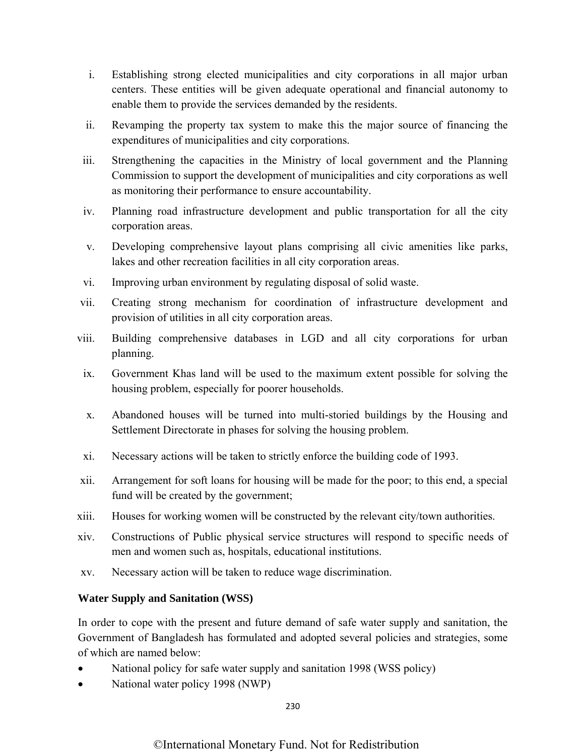i. Establishing strong elected municipalities and city corporations in all major urban centers. These entities will be given adequate operational and financial autonomy to enable them to provide the services demanded by the residents.

ii. Revamping the property tax system to make this the major source of financing the expenditures of municipalities and city corporations.

iii. Strengthening the capacities in the Ministry of local government and the Planning Commission to support the development of municipalities and city corporations as well as monitoring their performance to ensure accountability.

iv. Planning road infrastructure development and public transportation for all the city corporation areas.

v. Developing comprehensive layout plans comprising all civic amenities like parks, lakes and other recreation facilities in all city corporation areas.

vi. Improving urban environment by regulating disposal of solid waste.

vii. Creating strong mechanism for coordination of infrastructure development and provision of utilities in all city corporation areas.

viii. Building comprehensive databases in LGD and all city corporations for urban planning.

ix. Government Khas land will be used to the maximum extent possible for solving the housing problem, especially for poorer households.

x. Abandoned houses will be turned into multi-storied buildings by the Housing and Settlement Directorate in phases for solving the housing problem.

xi. Necessary actions will be taken to strictly enforce the building code of 1993.

xii. Arrangement for soft loans for housing will be made for the poor; to this end, a special fund will be created by the government;

xiii. Houses for working women will be constructed by the relevant city/town authorities.

xiv. Constructions of Public physical service structures will respond to specific needs of men and women such as, hospitals, educational institutions.

xv. Necessary action will be taken to reduce wage discrimination.

**Water Supply and Sanitation (WSS)**

In order to cope with the present and future demand of safe water supply and sanitation, the Government of Bangladesh has formulated and adopted several policies and strategies, some of which are named below:

- National policy for safe water supply and sanitation 1998 (WSS policy)
- National water policy 1998 (NWP)

©International Monetary Fund. Not for Redistribution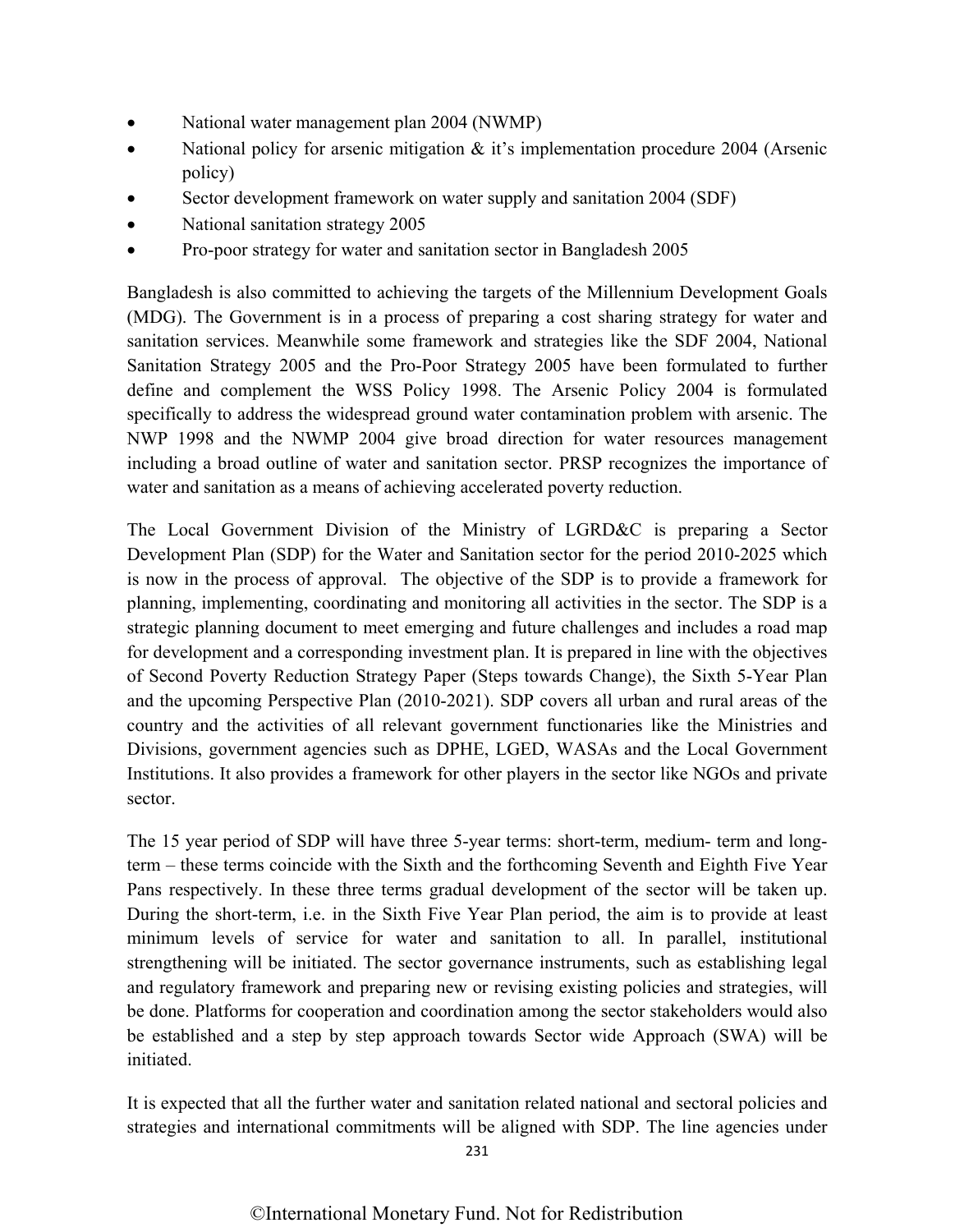- National water management plan 2004 (NWMP)
- National policy for arsenic mitigation & it's implementation procedure 2004 (Arsenic policy)
- Sector development framework on water supply and sanitation 2004 (SDF)
- National sanitation strategy 2005
- Pro-poor strategy for water and sanitation sector in Bangladesh 2005

Bangladesh is also committed to achieving the targets of the Millennium Development Goals (MDG). The Government is in a process of preparing a cost sharing strategy for water and sanitation services. Meanwhile some framework and strategies like the SDF 2004, National Sanitation Strategy 2005 and the Pro-Poor Strategy 2005 have been formulated to further define and complement the WSS Policy 1998. The Arsenic Policy 2004 is formulated specifically to address the widespread ground water contamination problem with arsenic. The NWP 1998 and the NWMP 2004 give broad direction for water resources management including a broad outline of water and sanitation sector. PRSP recognizes the importance of water and sanitation as a means of achieving accelerated poverty reduction.

The Local Government Division of the Ministry of LGRD&C is preparing a Sector Development Plan (SDP) for the Water and Sanitation sector for the period 2010-2025 which is now in the process of approval. The objective of the SDP is to provide a framework for planning, implementing, coordinating and monitoring all activities in the sector. The SDP is a strategic planning document to meet emerging and future challenges and includes a road map for development and a corresponding investment plan. It is prepared in line with the objectives of Second Poverty Reduction Strategy Paper (Steps towards Change), the Sixth 5-Year Plan and the upcoming Perspective Plan (2010-2021). SDP covers all urban and rural areas of the country and the activities of all relevant government functionaries like the Ministries and Divisions, government agencies such as DPHE, LGED, WASAs and the Local Government Institutions. It also provides a framework for other players in the sector like NGOs and private sector.

The 15 year period of SDP will have three 5-year terms: short-term, medium- term and long-term – these terms coincide with the Sixth and the forthcoming Seventh and Eighth Five Year Pans respectively. In these three terms gradual development of the sector will be taken up. During the short-term, i.e. in the Sixth Five Year Plan period, the aim is to provide at least minimum levels of service for water and sanitation to all. In parallel, institutional strengthening will be initiated. The sector governance instruments, such as establishing legal and regulatory framework and preparing new or revising existing policies and strategies, will be done. Platforms for cooperation and coordination among the sector stakeholders would also be established and a step by step approach towards Sector wide Approach (SWA) will be initiated.

It is expected that all the further water and sanitation related national and sectoral policies and strategies and international commitments will be aligned with SDP. The line agencies under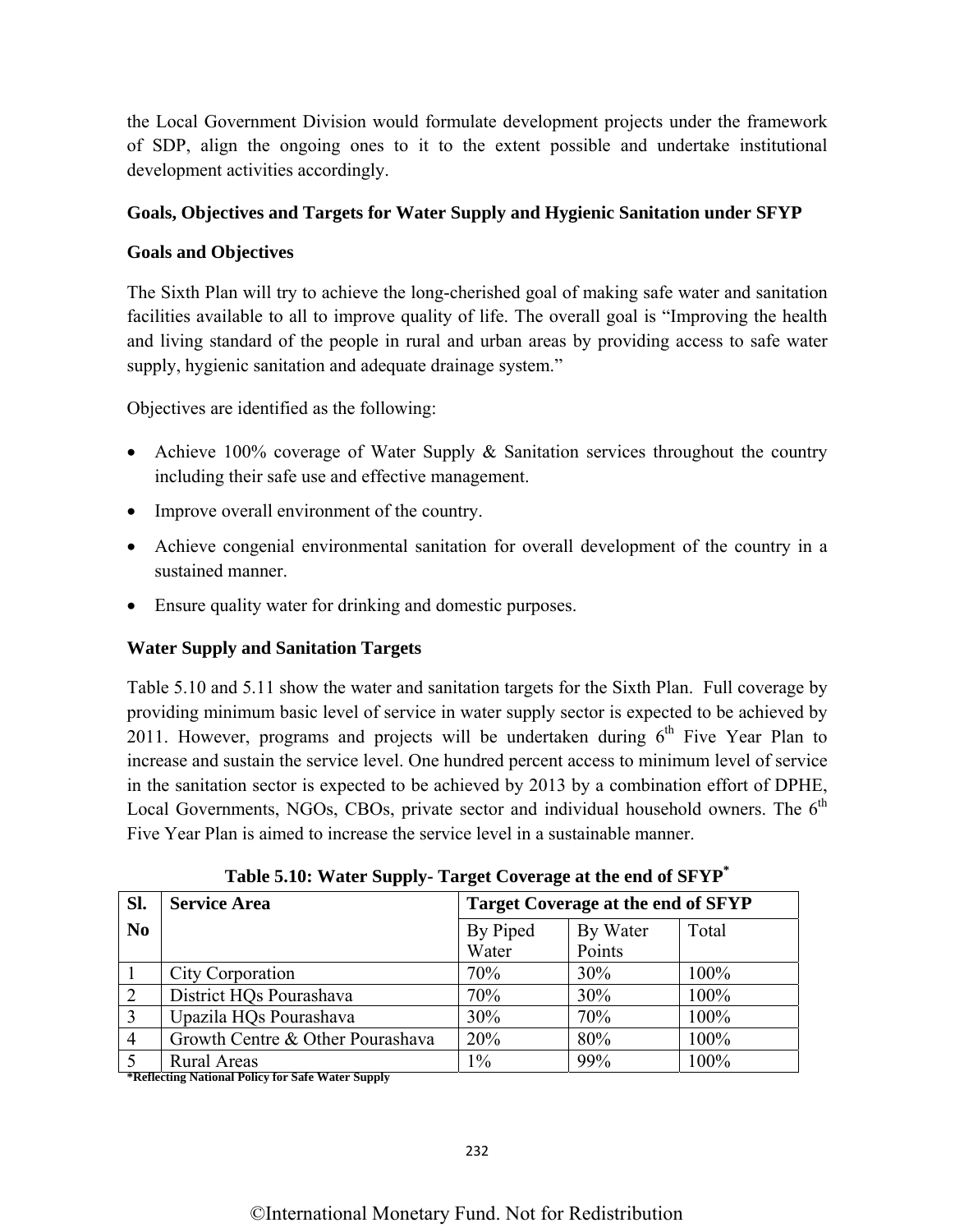the Local Government Division would formulate development projects under the framework of SDP, align the ongoing ones to it to the extent possible and undertake institutional development activities accordingly.

**Goals, Objectives and Targets for Water Supply and Hygienic Sanitation under SFYP**

**Goals and Objectives**

The Sixth Plan will try to achieve the long-cherished goal of making safe water and sanitation facilities available to all to improve quality of life. The overall goal is "Improving the health and living standard of the people in rural and urban areas by providing access to safe water supply, hygienic sanitation and adequate drainage system."

Objectives are identified as the following:

- Achieve 100% coverage of Water Supply & Sanitation services throughout the country including their safe use and effective management.
- Improve overall environment of the country.
- Achieve congenial environmental sanitation for overall development of the country in a sustained manner.
- Ensure quality water for drinking and domestic purposes.

**Water Supply and Sanitation Targets**

Table 5.10 and 5.11 show the water and sanitation targets for the Sixth Plan. Full coverage by providing minimum basic level of service in water supply sector is expected to be achieved by 2011. However, programs and projects will be undertaken during 6th Five Year Plan to increase and sustain the service level. One hundred percent access to minimum level of service in the sanitation sector is expected to be achieved by 2013 by a combination effort of DPHE, Local Governments, NGOs, CBOs, private sector and individual household owners. The 6th Five Year Plan is aimed to increase the service level in a sustainable manner.

**Table 5.10: Water Supply- Target Coverage at the end of SFYP***

| Sl. No | Service Area | Target Coverage at the end of SFYP | | |
|---|---|---|---|---|
| | | By Piped Water | By Water Points | Total |
| 1 | City Corporation | 70% | 30% | 100% |
| 2 | District HQs Pourashava | 70% | 30% | 100% |
| 3 | Upazila HQs Pourashava | 30% | 70% | 100% |
| 4 | Growth Centre & Other Pourashava | 20% | 80% | 100% |
| 5 | Rural Areas | 1% | 99% | 100% |

***Reflecting National Policy for Safe Water Supply**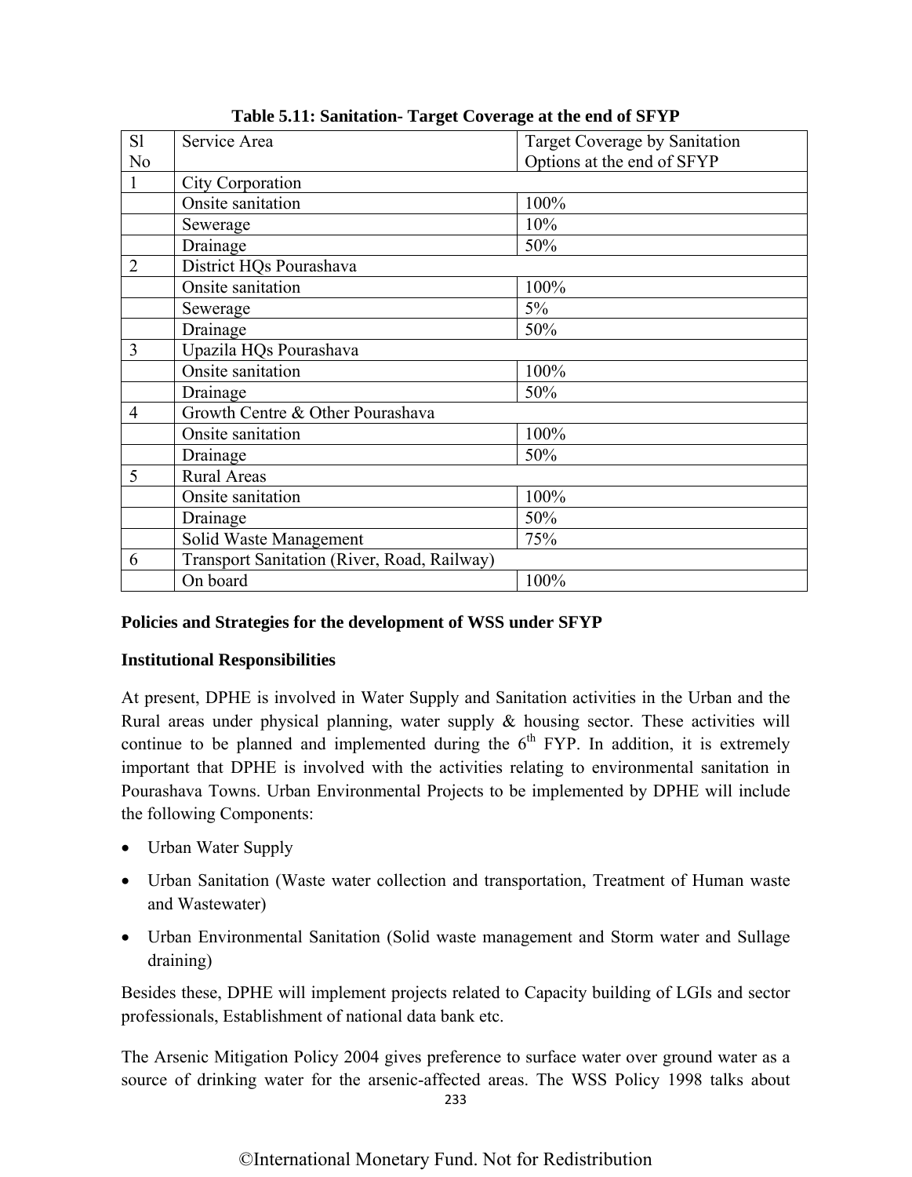**Table 5.11: Sanitation- Target Coverage at the end of SFYP**

| Sl No | Service Area | Target Coverage by Sanitation Options at the end of SFYP |
|---|---|---|
| 1 | City Corporation | |
| | Onsite sanitation | 100% |
| | Sewerage | 10% |
| | Drainage | 50% |
| 2 | District HQs Pourashava | |
| | Onsite sanitation | 100% |
| | Sewerage | 5% |
| | Drainage | 50% |
| 3 | Upazila HQs Pourashava | |
| | Onsite sanitation | 100% |
| | Drainage | 50% |
| 4 | Growth Centre & Other Pourashava | |
| | Onsite sanitation | 100% |
| | Drainage | 50% |
| 5 | Rural Areas | |
| | Onsite sanitation | 100% |
| | Drainage | 50% |
| | Solid Waste Management | 75% |
| 6 | Transport Sanitation (River, Road, Railway) | |
| | On board | 100% |

**Policies and Strategies for the development of WSS under SFYP**

**Institutional Responsibilities**

At present, DPHE is involved in Water Supply and Sanitation activities in the Urban and the Rural areas under physical planning, water supply & housing sector. These activities will continue to be planned and implemented during the 6th FYP. In addition, it is extremely important that DPHE is involved with the activities relating to environmental sanitation in Pourashava Towns. Urban Environmental Projects to be implemented by DPHE will include the following Components:

- Urban Water Supply
- Urban Sanitation (Waste water collection and transportation, Treatment of Human waste and Wastewater)
- Urban Environmental Sanitation (Solid waste management and Storm water and Sullage draining)

Besides these, DPHE will implement projects related to Capacity building of LGIs and sector professionals, Establishment of national data bank etc.

The Arsenic Mitigation Policy 2004 gives preference to surface water over ground water as a source of drinking water for the arsenic-affected areas. The WSS Policy 1998 talks about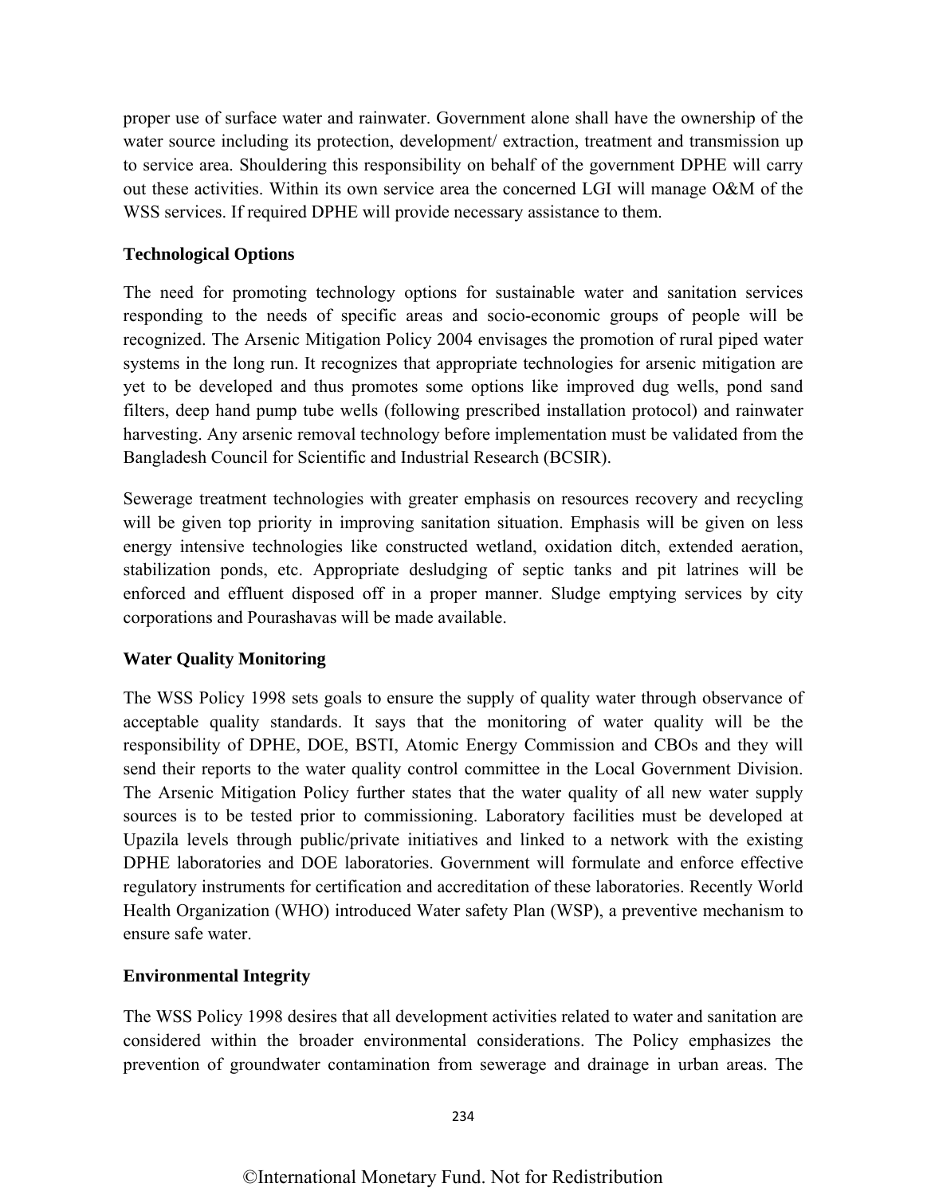proper use of surface water and rainwater. Government alone shall have the ownership of the water source including its protection, development/ extraction, treatment and transmission up to service area. Shouldering this responsibility on behalf of the government DPHE will carry out these activities. Within its own service area the concerned LGI will manage O&M of the WSS services. If required DPHE will provide necessary assistance to them.

**Technological Options**

The need for promoting technology options for sustainable water and sanitation services responding to the needs of specific areas and socio-economic groups of people will be recognized. The Arsenic Mitigation Policy 2004 envisages the promotion of rural piped water systems in the long run. It recognizes that appropriate technologies for arsenic mitigation are yet to be developed and thus promotes some options like improved dug wells, pond sand filters, deep hand pump tube wells (following prescribed installation protocol) and rainwater harvesting. Any arsenic removal technology before implementation must be validated from the Bangladesh Council for Scientific and Industrial Research (BCSIR).

Sewerage treatment technologies with greater emphasis on resources recovery and recycling will be given top priority in improving sanitation situation. Emphasis will be given on less energy intensive technologies like constructed wetland, oxidation ditch, extended aeration, stabilization ponds, etc. Appropriate desludging of septic tanks and pit latrines will be enforced and effluent disposed off in a proper manner. Sludge emptying services by city corporations and Pourashavas will be made available.

**Water Quality Monitoring**

The WSS Policy 1998 sets goals to ensure the supply of quality water through observance of acceptable quality standards. It says that the monitoring of water quality will be the responsibility of DPHE, DOE, BSTI, Atomic Energy Commission and CBOs and they will send their reports to the water quality control committee in the Local Government Division. The Arsenic Mitigation Policy further states that the water quality of all new water supply sources is to be tested prior to commissioning. Laboratory facilities must be developed at Upazila levels through public/private initiatives and linked to a network with the existing DPHE laboratories and DOE laboratories. Government will formulate and enforce effective regulatory instruments for certification and accreditation of these laboratories. Recently World Health Organization (WHO) introduced Water safety Plan (WSP), a preventive mechanism to ensure safe water.

**Environmental Integrity**

The WSS Policy 1998 desires that all development activities related to water and sanitation are considered within the broader environmental considerations. The Policy emphasizes the prevention of groundwater contamination from sewerage and drainage in urban areas. The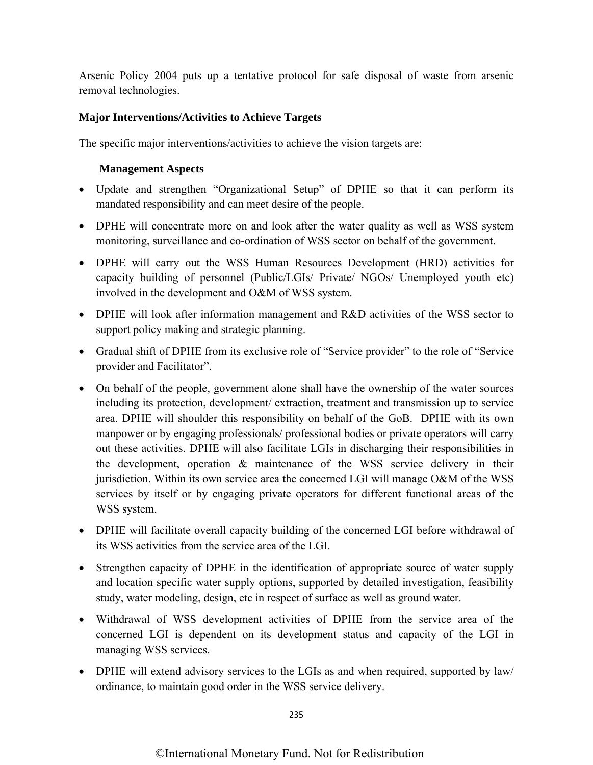Arsenic Policy 2004 puts up a tentative protocol for safe disposal of waste from arsenic removal technologies.

### Major Interventions/Activities to Achieve Targets

The specific major interventions/activities to achieve the vision targets are:

**Management Aspects**

- Update and strengthen "Organizational Setup" of DPHE so that it can perform its mandated responsibility and can meet desire of the people.
- DPHE will concentrate more on and look after the water quality as well as WSS system monitoring, surveillance and co-ordination of WSS sector on behalf of the government.
- DPHE will carry out the WSS Human Resources Development (HRD) activities for capacity building of personnel (Public/LGIs/ Private/ NGOs/ Unemployed youth etc) involved in the development and O&M of WSS system.
- DPHE will look after information management and R&D activities of the WSS sector to support policy making and strategic planning.
- Gradual shift of DPHE from its exclusive role of "Service provider" to the role of "Service provider and Facilitator".
- On behalf of the people, government alone shall have the ownership of the water sources including its protection, development/ extraction, treatment and transmission up to service area. DPHE will shoulder this responsibility on behalf of the GoB. DPHE with its own manpower or by engaging professionals/ professional bodies or private operators will carry out these activities. DPHE will also facilitate LGIs in discharging their responsibilities in the development, operation & maintenance of the WSS service delivery in their jurisdiction. Within its own service area the concerned LGI will manage O&M of the WSS services by itself or by engaging private operators for different functional areas of the WSS system.
- DPHE will facilitate overall capacity building of the concerned LGI before withdrawal of its WSS activities from the service area of the LGI.
- Strengthen capacity of DPHE in the identification of appropriate source of water supply and location specific water supply options, supported by detailed investigation, feasibility study, water modeling, design, etc in respect of surface as well as ground water.
- Withdrawal of WSS development activities of DPHE from the service area of the concerned LGI is dependent on its development status and capacity of the LGI in managing WSS services.
- DPHE will extend advisory services to the LGIs as and when required, supported by law/ ordinance, to maintain good order in the WSS service delivery.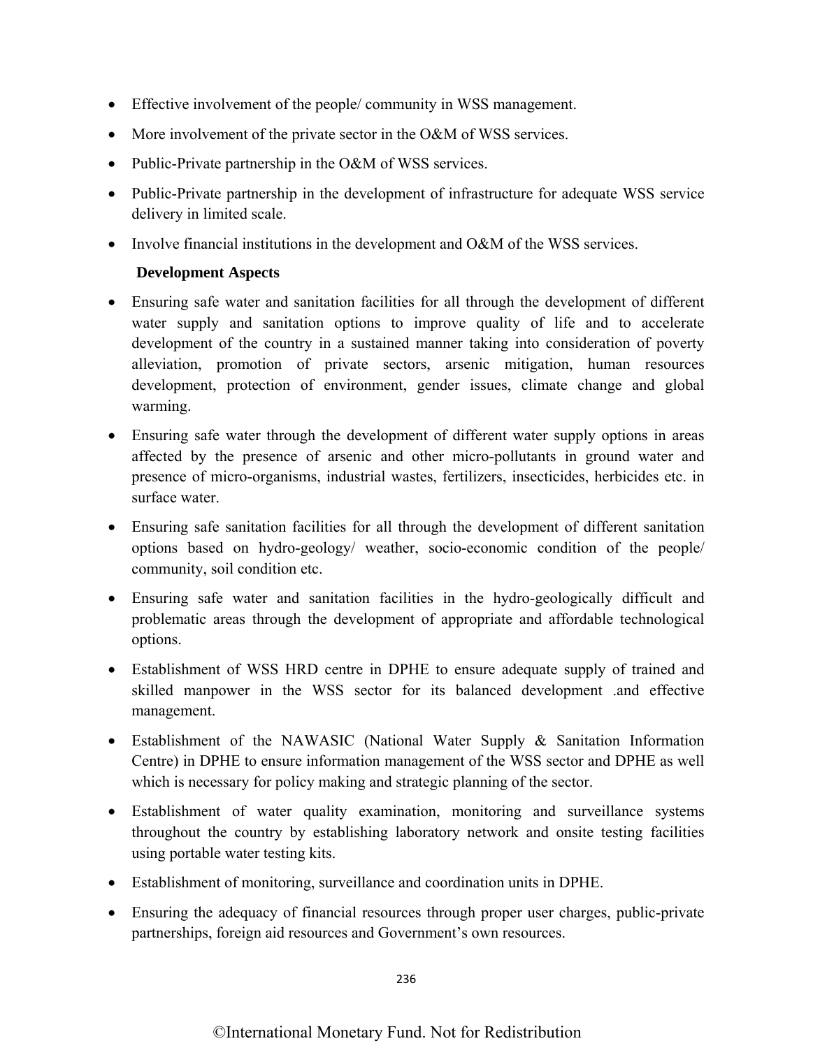- Effective involvement of the people/ community in WSS management.
- More involvement of the private sector in the O&M of WSS services.
- Public-Private partnership in the O&M of WSS services.
- Public-Private partnership in the development of infrastructure for adequate WSS service delivery in limited scale.
- Involve financial institutions in the development and O&M of the WSS services.

**Development Aspects**

- Ensuring safe water and sanitation facilities for all through the development of different water supply and sanitation options to improve quality of life and to accelerate development of the country in a sustained manner taking into consideration of poverty alleviation, promotion of private sectors, arsenic mitigation, human resources development, protection of environment, gender issues, climate change and global warming.
- Ensuring safe water through the development of different water supply options in areas affected by the presence of arsenic and other micro-pollutants in ground water and presence of micro-organisms, industrial wastes, fertilizers, insecticides, herbicides etc. in surface water.
- Ensuring safe sanitation facilities for all through the development of different sanitation options based on hydro-geology/ weather, socio-economic condition of the people/ community, soil condition etc.
- Ensuring safe water and sanitation facilities in the hydro-geologically difficult and problematic areas through the development of appropriate and affordable technological options.
- Establishment of WSS HRD centre in DPHE to ensure adequate supply of trained and skilled manpower in the WSS sector for its balanced development .and effective management.
- Establishment of the NAWASIC (National Water Supply & Sanitation Information Centre) in DPHE to ensure information management of the WSS sector and DPHE as well which is necessary for policy making and strategic planning of the sector.
- Establishment of water quality examination, monitoring and surveillance systems throughout the country by establishing laboratory network and onsite testing facilities using portable water testing kits.
- Establishment of monitoring, surveillance and coordination units in DPHE.
- Ensuring the adequacy of financial resources through proper user charges, public-private partnerships, foreign aid resources and Government's own resources.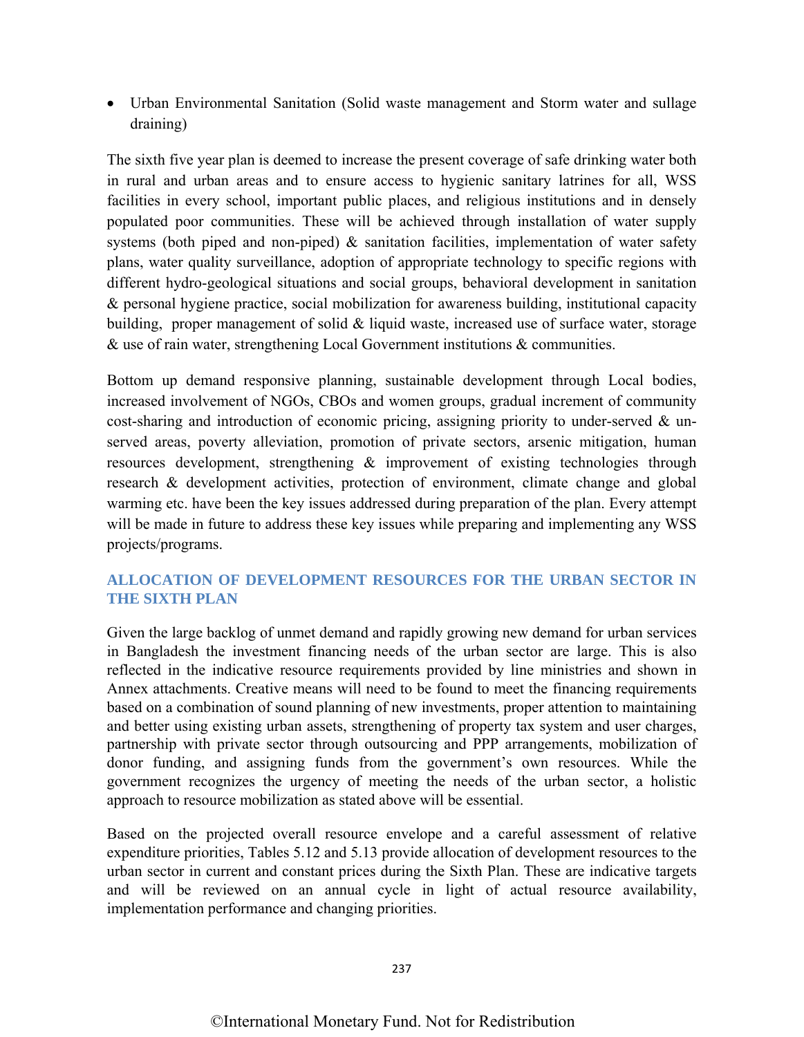- Urban Environmental Sanitation (Solid waste management and Storm water and sullage draining)

The sixth five year plan is deemed to increase the present coverage of safe drinking water both in rural and urban areas and to ensure access to hygienic sanitary latrines for all, WSS facilities in every school, important public places, and religious institutions and in densely populated poor communities. These will be achieved through installation of water supply systems (both piped and non-piped) & sanitation facilities, implementation of water safety plans, water quality surveillance, adoption of appropriate technology to specific regions with different hydro-geological situations and social groups, behavioral development in sanitation & personal hygiene practice, social mobilization for awareness building, institutional capacity building, proper management of solid & liquid waste, increased use of surface water, storage & use of rain water, strengthening Local Government institutions & communities.

Bottom up demand responsive planning, sustainable development through Local bodies, increased involvement of NGOs, CBOs and women groups, gradual increment of community cost-sharing and introduction of economic pricing, assigning priority to under-served & un-served areas, poverty alleviation, promotion of private sectors, arsenic mitigation, human resources development, strengthening & improvement of existing technologies through research & development activities, protection of environment, climate change and global warming etc. have been the key issues addressed during preparation of the plan. Every attempt will be made in future to address these key issues while preparing and implementing any WSS projects/programs.

## ALLOCATION OF DEVELOPMENT RESOURCES FOR THE URBAN SECTOR IN THE SIXTH PLAN

Given the large backlog of unmet demand and rapidly growing new demand for urban services in Bangladesh the investment financing needs of the urban sector are large. This is also reflected in the indicative resource requirements provided by line ministries and shown in Annex attachments. Creative means will need to be found to meet the financing requirements based on a combination of sound planning of new investments, proper attention to maintaining and better using existing urban assets, strengthening of property tax system and user charges, partnership with private sector through outsourcing and PPP arrangements, mobilization of donor funding, and assigning funds from the government's own resources. While the government recognizes the urgency of meeting the needs of the urban sector, a holistic approach to resource mobilization as stated above will be essential.

Based on the projected overall resource envelope and a careful assessment of relative expenditure priorities, Tables 5.12 and 5.13 provide allocation of development resources to the urban sector in current and constant prices during the Sixth Plan. These are indicative targets and will be reviewed on an annual cycle in light of actual resource availability, implementation performance and changing priorities.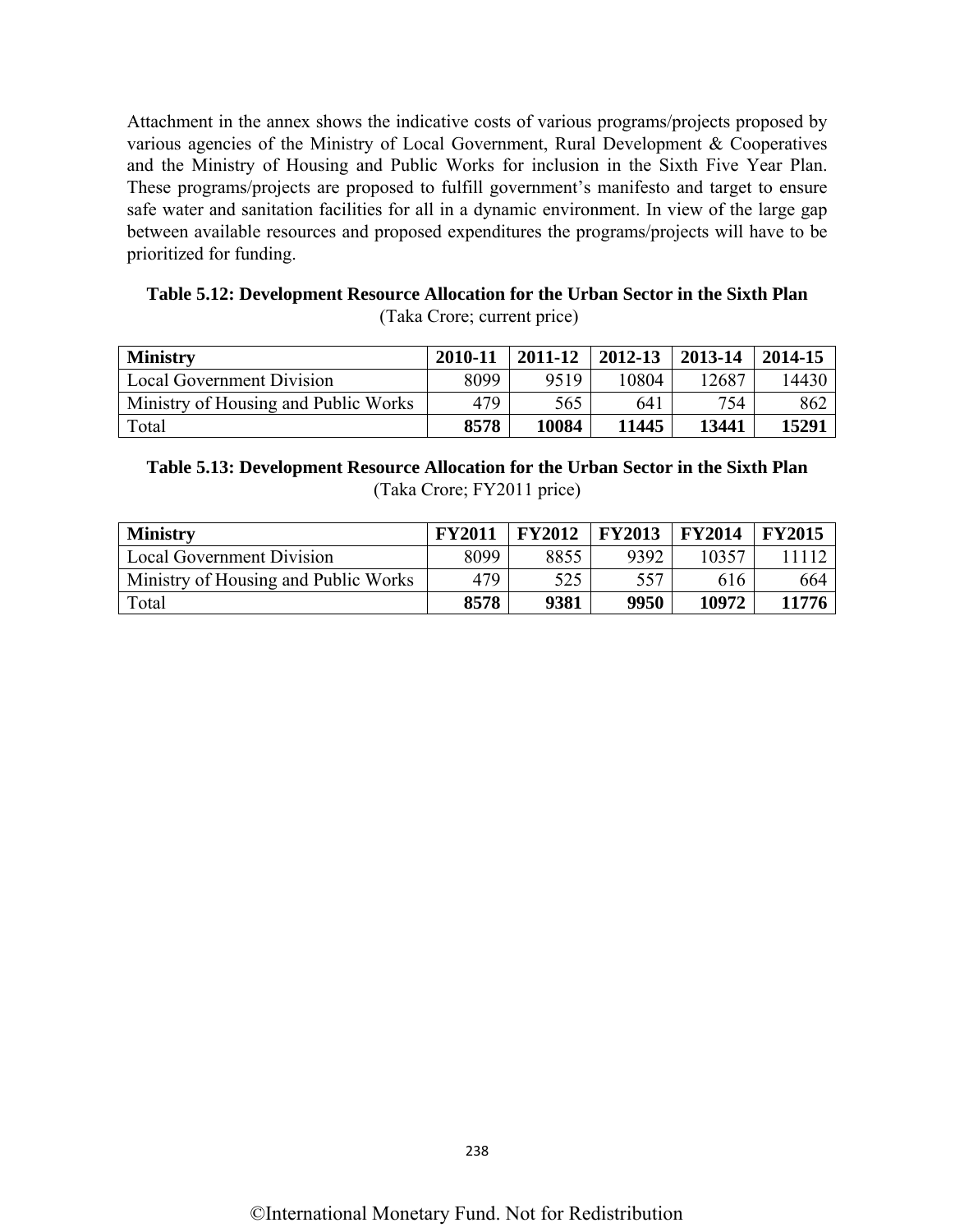Attachment in the annex shows the indicative costs of various programs/projects proposed by various agencies of the Ministry of Local Government, Rural Development & Cooperatives and the Ministry of Housing and Public Works for inclusion in the Sixth Five Year Plan. These programs/projects are proposed to fulfill government's manifesto and target to ensure safe water and sanitation facilities for all in a dynamic environment. In view of the large gap between available resources and proposed expenditures the programs/projects will have to be prioritized for funding.

**Table 5.12: Development Resource Allocation for the Urban Sector in the Sixth Plan**
(Taka Crore; current price)

| Ministry | 2010-11 | 2011-12 | 2012-13 | 2013-14 | 2014-15 |
|---|---|---|---|---|---|
| Local Government Division | 8099 | 9519 | 10804 | 12687 | 14430 |
| Ministry of Housing and Public Works | 479 | 565 | 641 | 754 | 862 |
| Total | **8578** | **10084** | **11445** | **13441** | **15291** |

**Table 5.13: Development Resource Allocation for the Urban Sector in the Sixth Plan**
(Taka Crore; FY2011 price)

| Ministry | FY2011 | FY2012 | FY2013 | FY2014 | FY2015 |
|---|---|---|---|---|---|
| Local Government Division | 8099 | 8855 | 9392 | 10357 | 11112 |
| Ministry of Housing and Public Works | 479 | 525 | 557 | 616 | 664 |
| Total | **8578** | **9381** | **9950** | **10972** | **11776** |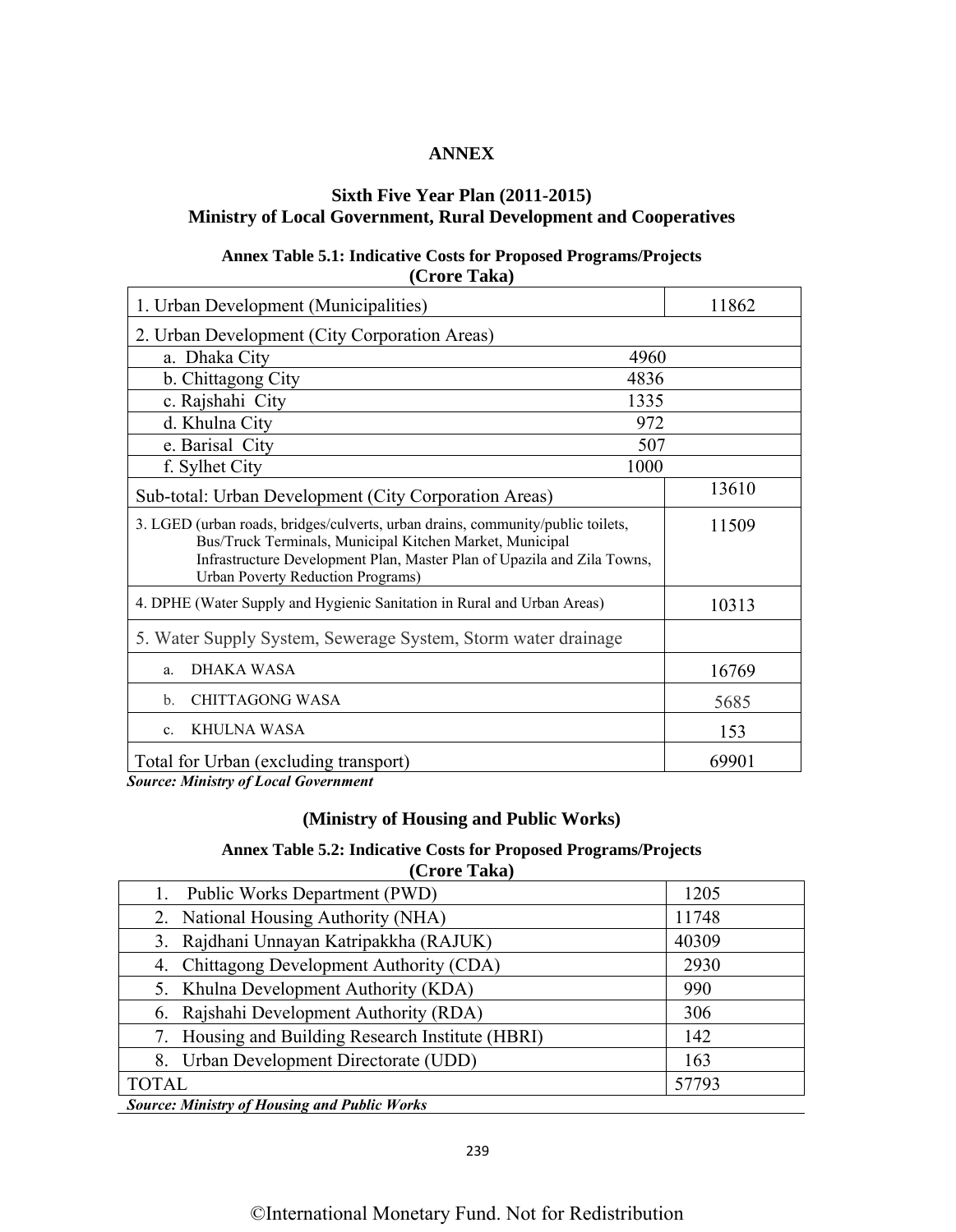# ANNEX

## Sixth Five Year Plan (2011-2015)
## Ministry of Local Government, Rural Development and Cooperatives

**Annex Table 5.1: Indicative Costs for Proposed Programs/Projects**
**(Crore Taka)**

| | | |
|---|---|---|
| 1. Urban Development (Municipalities) | | 11862 |
| 2. Urban Development (City Corporation Areas) | | |
| a. Dhaka City | 4960 | |
| b. Chittagong City | 4836 | |
| c. Rajshahi City | 1335 | |
| d. Khulna City | 972 | |
| e. Barisal City | 507 | |
| f. Sylhet City | 1000 | |
| Sub-total: Urban Development (City Corporation Areas) | | 13610 |
| 3. LGED (urban roads, bridges/culverts, urban drains, community/public toilets, Bus/Truck Terminals, Municipal Kitchen Market, Municipal Infrastructure Development Plan, Master Plan of Upazila and Zila Towns, Urban Poverty Reduction Programs) | | 11509 |
| 4. DPHE (Water Supply and Hygienic Sanitation in Rural and Urban Areas) | | 10313 |
| 5. Water Supply System, Sewerage System, Storm water drainage | | |
| a. DHAKA WASA | | 16769 |
| b. CHITTAGONG WASA | | 5685 |
| c. KHULNA WASA | | 153 |
| Total for Urban (excluding transport) | | 69901 |

***Source: Ministry of Local Government***

### (Ministry of Housing and Public Works)

**Annex Table 5.2: Indicative Costs for Proposed Programs/Projects**
**(Crore Taka)**

| | |
|---|---|
| 1. Public Works Department (PWD) | 1205 |
| 2. National Housing Authority (NHA) | 11748 |
| 3. Rajdhani Unnayan Katripakkha (RAJUK) | 40309 |
| 4. Chittagong Development Authority (CDA) | 2930 |
| 5. Khulna Development Authority (KDA) | 990 |
| 6. Rajshahi Development Authority (RDA) | 306 |
| 7. Housing and Building Research Institute (HBRI) | 142 |
| 8. Urban Development Directorate (UDD) | 163 |
| TOTAL | 57793 |

***Source: Ministry of Housing and Public Works***

©International Monetary Fund. Not for Redistribution